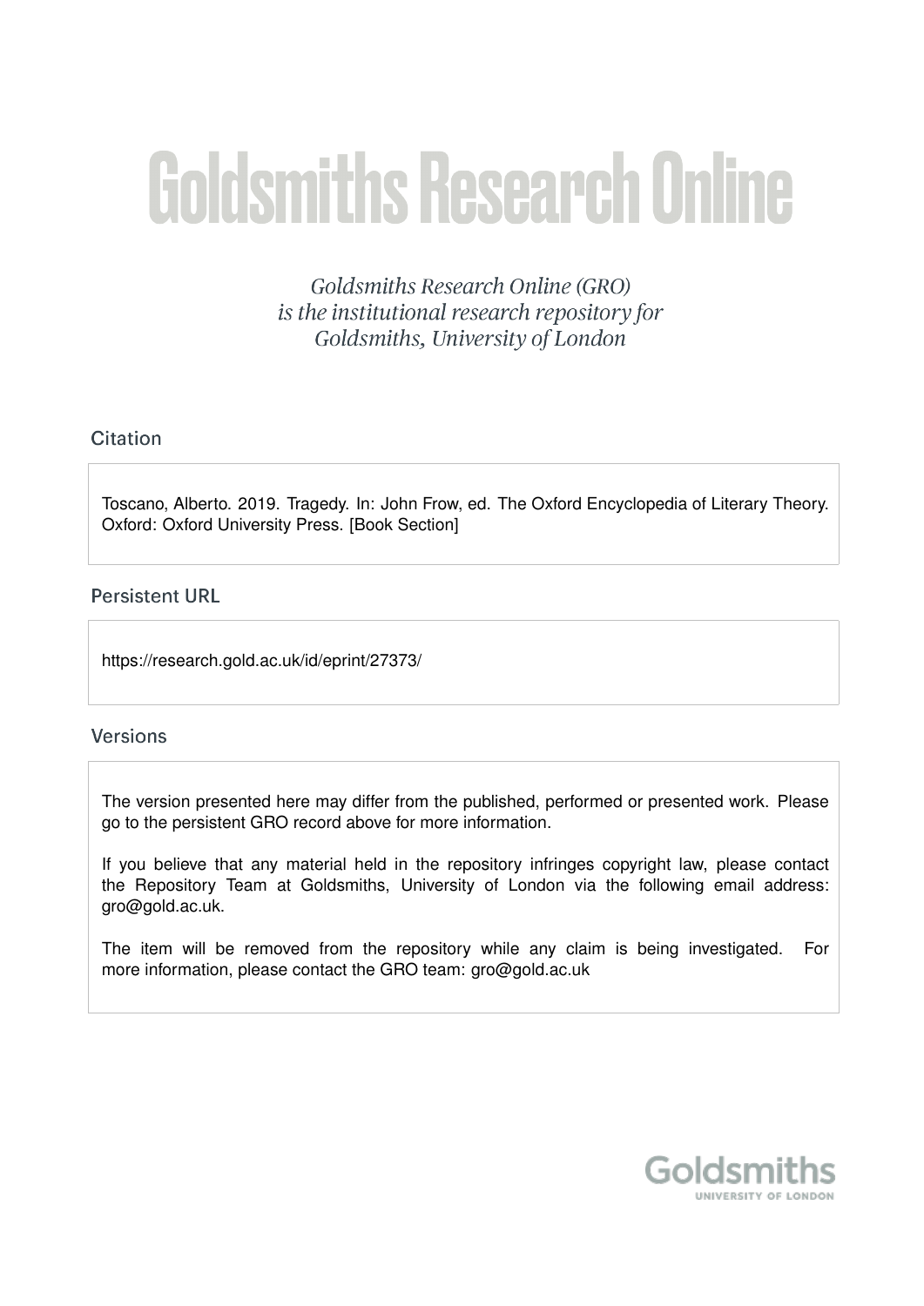# Goldsmiths Research Online

*Goldsmiths Research Online (GRO) is the institutional research repository for Goldsmiths, University of London*

## Citation

Toscano, Alberto. 2019. Tragedy. In: John Frow, ed. The Oxford Encyclopedia of Literary Theory. Oxford: Oxford University Press. [Book Section]

## Persistent URL

https://research.gold.ac.uk/id/eprint/27373/

## Versions

The version presented here may differ from the published, performed or presented work. Please go to the persistent GRO record above for more information.

If you believe that any material held in the repository infringes copyright law, please contact the Repository Team at Goldsmiths, University of London via the following email address: gro@gold.ac.uk.

The item will be removed from the repository while any claim is being investigated. For more information, please contact the GRO team: gro@gold.ac.uk

Goldsmiths
UNIVERSITY OF LONDON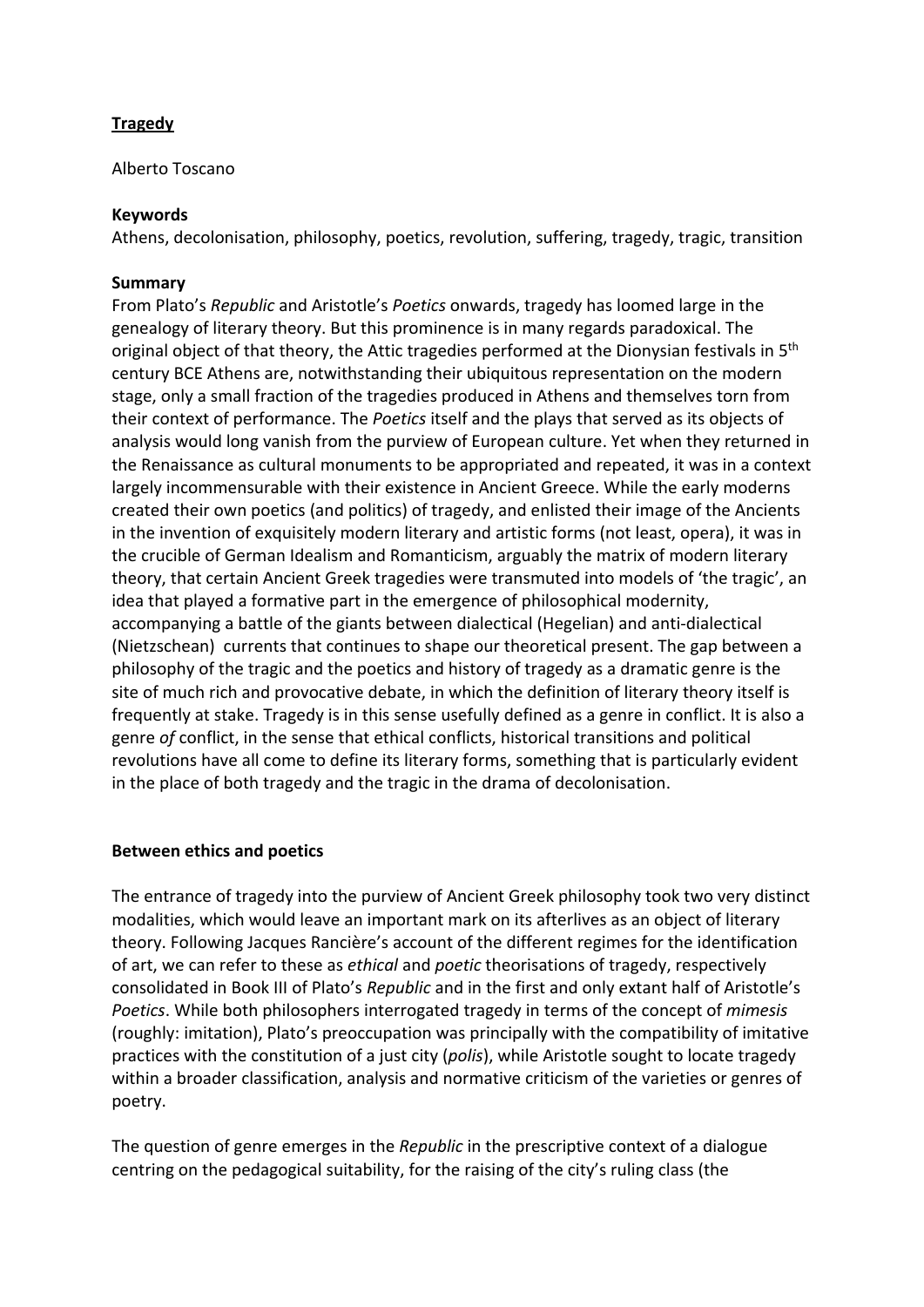**Tragedy**

Alberto Toscano

**Keywords**
Athens, decolonisation, philosophy, poetics, revolution, suffering, tragedy, tragic, transition

**Summary**
From Plato's *Republic* and Aristotle's *Poetics* onwards, tragedy has loomed large in the genealogy of literary theory. But this prominence is in many regards paradoxical. The original object of that theory, the Attic tragedies performed at the Dionysian festivals in 5th century BCE Athens are, notwithstanding their ubiquitous representation on the modern stage, only a small fraction of the tragedies produced in Athens and themselves torn from their context of performance. The *Poetics* itself and the plays that served as its objects of analysis would long vanish from the purview of European culture. Yet when they returned in the Renaissance as cultural monuments to be appropriated and repeated, it was in a context largely incommensurable with their existence in Ancient Greece. While the early moderns created their own poetics (and politics) of tragedy, and enlisted their image of the Ancients in the invention of exquisitely modern literary and artistic forms (not least, opera), it was in the crucible of German Idealism and Romanticism, arguably the matrix of modern literary theory, that certain Ancient Greek tragedies were transmuted into models of 'the tragic', an idea that played a formative part in the emergence of philosophical modernity, accompanying a battle of the giants between dialectical (Hegelian) and anti-dialectical (Nietzschean) currents that continues to shape our theoretical present. The gap between a philosophy of the tragic and the poetics and history of tragedy as a dramatic genre is the site of much rich and provocative debate, in which the definition of literary theory itself is frequently at stake. Tragedy is in this sense usefully defined as a genre in conflict. It is also a genre *of* conflict, in the sense that ethical conflicts, historical transitions and political revolutions have all come to define its literary forms, something that is particularly evident in the place of both tragedy and the tragic in the drama of decolonisation.

**Between ethics and poetics**

The entrance of tragedy into the purview of Ancient Greek philosophy took two very distinct modalities, which would leave an important mark on its afterlives as an object of literary theory. Following Jacques Rancière's account of the different regimes for the identification of art, we can refer to these as *ethical* and *poetic* theorisations of tragedy, respectively consolidated in Book III of Plato's *Republic* and in the first and only extant half of Aristotle's *Poetics*. While both philosophers interrogated tragedy in terms of the concept of *mimesis* (roughly: imitation), Plato's preoccupation was principally with the compatibility of imitative practices with the constitution of a just city (*polis*), while Aristotle sought to locate tragedy within a broader classification, analysis and normative criticism of the varieties or genres of poetry.

The question of genre emerges in the *Republic* in the prescriptive context of a dialogue centring on the pedagogical suitability, for the raising of the city's ruling class (the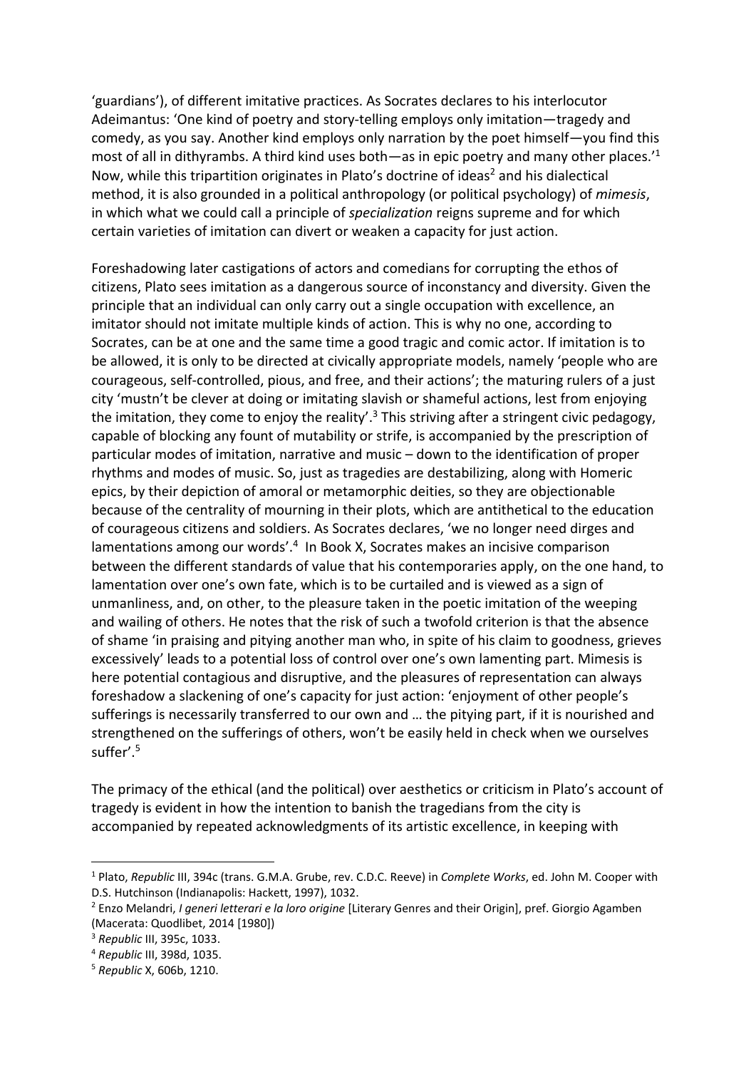'guardians'), of different imitative practices. As Socrates declares to his interlocutor Adeimantus: 'One kind of poetry and story-telling employs only imitation—tragedy and comedy, as you say. Another kind employs only narration by the poet himself—you find this most of all in dithyrambs. A third kind uses both—as in epic poetry and many other places.'[1] Now, while this tripartition originates in Plato's doctrine of ideas[2] and his dialectical method, it is also grounded in a political anthropology (or political psychology) of *mimesis*, in which what we could call a principle of *specialization* reigns supreme and for which certain varieties of imitation can divert or weaken a capacity for just action.

Foreshadowing later castigations of actors and comedians for corrupting the ethos of citizens, Plato sees imitation as a dangerous source of inconstancy and diversity. Given the principle that an individual can only carry out a single occupation with excellence, an imitator should not imitate multiple kinds of action. This is why no one, according to Socrates, can be at one and the same time a good tragic and comic actor. If imitation is to be allowed, it is only to be directed at civically appropriate models, namely 'people who are courageous, self-controlled, pious, and free, and their actions'; the maturing rulers of a just city 'mustn't be clever at doing or imitating slavish or shameful actions, lest from enjoying the imitation, they come to enjoy the reality'.[3] This striving after a stringent civic pedagogy, capable of blocking any fount of mutability or strife, is accompanied by the prescription of particular modes of imitation, narrative and music – down to the identification of proper rhythms and modes of music. So, just as tragedies are destabilizing, along with Homeric epics, by their depiction of amoral or metamorphic deities, so they are objectionable because of the centrality of mourning in their plots, which are antithetical to the education of courageous citizens and soldiers. As Socrates declares, 'we no longer need dirges and lamentations among our words'.[4] In Book X, Socrates makes an incisive comparison between the different standards of value that his contemporaries apply, on the one hand, to lamentation over one's own fate, which is to be curtailed and is viewed as a sign of unmanliness, and, on other, to the pleasure taken in the poetic imitation of the weeping and wailing of others. He notes that the risk of such a twofold criterion is that the absence of shame 'in praising and pitying another man who, in spite of his claim to goodness, grieves excessively' leads to a potential loss of control over one's own lamenting part. Mimesis is here potential contagious and disruptive, and the pleasures of representation can always foreshadow a slackening of one's capacity for just action: 'enjoyment of other people's sufferings is necessarily transferred to our own and … the pitying part, if it is nourished and strengthened on the sufferings of others, won't be easily held in check when we ourselves suffer'.[5]

The primacy of the ethical (and the political) over aesthetics or criticism in Plato's account of tragedy is evident in how the intention to banish the tragedians from the city is accompanied by repeated acknowledgments of its artistic excellence, in keeping with

---

[1] Plato, *Republic* III, 394c (trans. G.M.A. Grube, rev. C.D.C. Reeve) in *Complete Works*, ed. John M. Cooper with D.S. Hutchinson (Indianapolis: Hackett, 1997), 1032.

[2] Enzo Melandri, *I generi letterari e la loro origine* [Literary Genres and their Origin], pref. Giorgio Agamben (Macerata: Quodlibet, 2014 [1980])

[3] *Republic* III, 395c, 1033.

[4] *Republic* III, 398d, 1035.

[5] *Republic* X, 606b, 1210.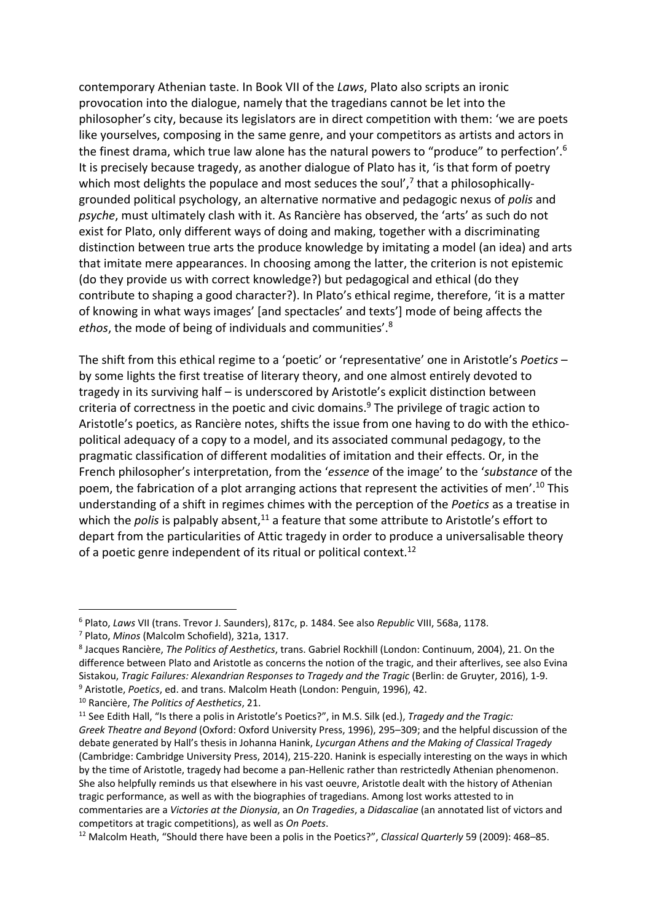contemporary Athenian taste. In Book VII of the *Laws*, Plato also scripts an ironic provocation into the dialogue, namely that the tragedians cannot be let into the philosopher's city, because its legislators are in direct competition with them: 'we are poets like yourselves, composing in the same genre, and your competitors as artists and actors in the finest drama, which true law alone has the natural powers to "produce" to perfection'.[6] It is precisely because tragedy, as another dialogue of Plato has it, 'is that form of poetry which most delights the populace and most seduces the soul',[7] that a philosophically-grounded political psychology, an alternative normative and pedagogic nexus of *polis* and *psyche*, must ultimately clash with it. As Rancière has observed, the 'arts' as such do not exist for Plato, only different ways of doing and making, together with a discriminating distinction between true arts the produce knowledge by imitating a model (an idea) and arts that imitate mere appearances. In choosing among the latter, the criterion is not epistemic (do they provide us with correct knowledge?) but pedagogical and ethical (do they contribute to shaping a good character?). In Plato's ethical regime, therefore, 'it is a matter of knowing in what ways images' [and spectacles' and texts'] mode of being affects the *ethos*, the mode of being of individuals and communities'.[8]

The shift from this ethical regime to a 'poetic' or 'representative' one in Aristotle's *Poetics* – by some lights the first treatise of literary theory, and one almost entirely devoted to tragedy in its surviving half – is underscored by Aristotle's explicit distinction between criteria of correctness in the poetic and civic domains.[9] The privilege of tragic action to Aristotle's poetics, as Rancière notes, shifts the issue from one having to do with the ethico-political adequacy of a copy to a model, and its associated communal pedagogy, to the pragmatic classification of different modalities of imitation and their effects. Or, in the French philosopher's interpretation, from the '*essence* of the image' to the '*substance* of the poem, the fabrication of a plot arranging actions that represent the activities of men'.[10] This understanding of a shift in regimes chimes with the perception of the *Poetics* as a treatise in which the *polis* is palpably absent,[11] a feature that some attribute to Aristotle's effort to depart from the particularities of Attic tragedy in order to produce a universalisable theory of a poetic genre independent of its ritual or political context.[12]

---

[6] Plato, *Laws* VII (trans. Trevor J. Saunders), 817c, p. 1484. See also *Republic* VIII, 568a, 1178.

[7] Plato, *Minos* (Malcolm Schofield), 321a, 1317.

[8] Jacques Rancière, *The Politics of Aesthetics*, trans. Gabriel Rockhill (London: Continuum, 2004), 21. On the difference between Plato and Aristotle as concerns the notion of the tragic, and their afterlives, see also Evina Sistakou, *Tragic Failures: Alexandrian Responses to Tragedy and the Tragic* (Berlin: de Gruyter, 2016), 1-9.

[9] Aristotle, *Poetics*, ed. and trans. Malcolm Heath (London: Penguin, 1996), 42.

[10] Rancière, *The Politics of Aesthetics*, 21.

[11] See Edith Hall, "Is there a polis in Aristotle's Poetics?", in M.S. Silk (ed.), *Tragedy and the Tragic: Greek Theatre and Beyond* (Oxford: Oxford University Press, 1996), 295–309; and the helpful discussion of the debate generated by Hall's thesis in Johanna Hanink, *Lycurgan Athens and the Making of Classical Tragedy* (Cambridge: Cambridge University Press, 2014), 215-220. Hanink is especially interesting on the ways in which by the time of Aristotle, tragedy had become a pan-Hellenic rather than restrictedly Athenian phenomenon. She also helpfully reminds us that elsewhere in his vast oeuvre, Aristotle dealt with the history of Athenian tragic performance, as well as with the biographies of tragedians. Among lost works attested to in commentaries are a *Victories at the Dionysia*, an *On Tragedies*, a *Didascaliae* (an annotated list of victors and competitors at tragic competitions), as well as *On Poets*.

[12] Malcolm Heath, "Should there have been a polis in the Poetics?", *Classical Quarterly* 59 (2009): 468–85.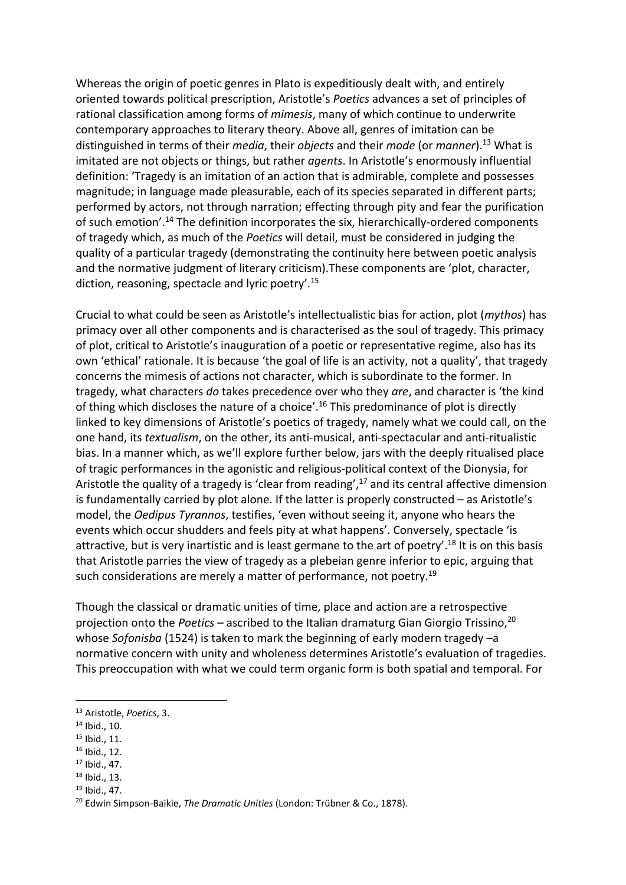Whereas the origin of poetic genres in Plato is expeditiously dealt with, and entirely oriented towards political prescription, Aristotle's *Poetics* advances a set of principles of rational classification among forms of *mimesis*, many of which continue to underwrite contemporary approaches to literary theory. Above all, genres of imitation can be distinguished in terms of their *media*, their *objects* and their *mode* (or *manner*).[13] What is imitated are not objects or things, but rather *agents*. In Aristotle's enormously influential definition: 'Tragedy is an imitation of an action that is admirable, complete and possesses magnitude; in language made pleasurable, each of its species separated in different parts; performed by actors, not through narration; effecting through pity and fear the purification of such emotion'.[14] The definition incorporates the six, hierarchically-ordered components of tragedy which, as much of the *Poetics* will detail, must be considered in judging the quality of a particular tragedy (demonstrating the continuity here between poetic analysis and the normative judgment of literary criticism).These components are 'plot, character, diction, reasoning, spectacle and lyric poetry'.[15]

Crucial to what could be seen as Aristotle's intellectualistic bias for action, plot (*mythos*) has primacy over all other components and is characterised as the soul of tragedy. This primacy of plot, critical to Aristotle's inauguration of a poetic or representative regime, also has its own 'ethical' rationale. It is because 'the goal of life is an activity, not a quality', that tragedy concerns the mimesis of actions not character, which is subordinate to the former. In tragedy, what characters *do* takes precedence over who they *are*, and character is 'the kind of thing which discloses the nature of a choice'.[16] This predominance of plot is directly linked to key dimensions of Aristotle's poetics of tragedy, namely what we could call, on the one hand, its *textualism*, on the other, its anti-musical, anti-spectacular and anti-ritualistic bias. In a manner which, as we'll explore further below, jars with the deeply ritualised place of tragic performances in the agonistic and religious-political context of the Dionysia, for Aristotle the quality of a tragedy is 'clear from reading',[17] and its central affective dimension is fundamentally carried by plot alone. If the latter is properly constructed – as Aristotle's model, the *Oedipus Tyrannos*, testifies, 'even without seeing it, anyone who hears the events which occur shudders and feels pity at what happens'. Conversely, spectacle 'is attractive, but is very inartistic and is least germane to the art of poetry'.[18] It is on this basis that Aristotle parries the view of tragedy as a plebeian genre inferior to epic, arguing that such considerations are merely a matter of performance, not poetry.[19]

Though the classical or dramatic unities of time, place and action are a retrospective projection onto the *Poetics* – ascribed to the Italian dramaturg Gian Giorgio Trissino,[20] whose *Sofonisba* (1524) is taken to mark the beginning of early modern tragedy –a normative concern with unity and wholeness determines Aristotle's evaluation of tragedies. This preoccupation with what we could term organic form is both spatial and temporal. For

---

[13] Aristotle, *Poetics*, 3.

[14] Ibid., 10.

[15] Ibid., 11.

[16] Ibid., 12.

[17] Ibid., 47.

[18] Ibid., 13.

[19] Ibid., 47.

[20] Edwin Simpson-Baikie, *The Dramatic Unities* (London: Trübner & Co., 1878).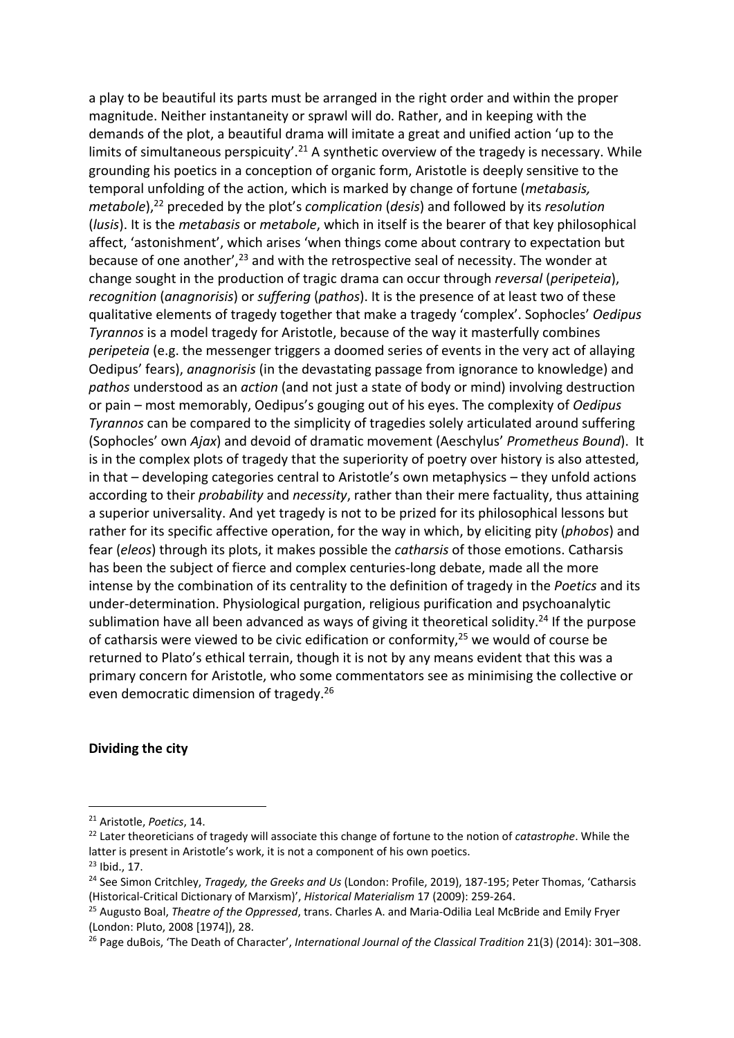a play to be beautiful its parts must be arranged in the right order and within the proper magnitude. Neither instantaneity or sprawl will do. Rather, and in keeping with the demands of the plot, a beautiful drama will imitate a great and unified action 'up to the limits of simultaneous perspicuity'.[21] A synthetic overview of the tragedy is necessary. While grounding his poetics in a conception of organic form, Aristotle is deeply sensitive to the temporal unfolding of the action, which is marked by change of fortune (*metabasis, metabole*),[22] preceded by the plot's *complication* (*desis*) and followed by its *resolution* (*lusis*). It is the *metabasis* or *metabole*, which in itself is the bearer of that key philosophical affect, 'astonishment', which arises 'when things come about contrary to expectation but because of one another',[23] and with the retrospective seal of necessity. The wonder at change sought in the production of tragic drama can occur through *reversal* (*peripeteia*), *recognition* (*anagnorisis*) or *suffering* (*pathos*). It is the presence of at least two of these qualitative elements of tragedy together that make a tragedy 'complex'. Sophocles' *Oedipus Tyrannos* is a model tragedy for Aristotle, because of the way it masterfully combines *peripeteia* (e.g. the messenger triggers a doomed series of events in the very act of allaying Oedipus' fears), *anagnorisis* (in the devastating passage from ignorance to knowledge) and *pathos* understood as an *action* (and not just a state of body or mind) involving destruction or pain – most memorably, Oedipus's gouging out of his eyes. The complexity of *Oedipus Tyrannos* can be compared to the simplicity of tragedies solely articulated around suffering (Sophocles' own *Ajax*) and devoid of dramatic movement (Aeschylus' *Prometheus Bound*). It is in the complex plots of tragedy that the superiority of poetry over history is also attested, in that – developing categories central to Aristotle's own metaphysics – they unfold actions according to their *probability* and *necessity*, rather than their mere factuality, thus attaining a superior universality. And yet tragedy is not to be prized for its philosophical lessons but rather for its specific affective operation, for the way in which, by eliciting pity (*phobos*) and fear (*eleos*) through its plots, it makes possible the *catharsis* of those emotions. Catharsis has been the subject of fierce and complex centuries-long debate, made all the more intense by the combination of its centrality to the definition of tragedy in the *Poetics* and its under-determination. Physiological purgation, religious purification and psychoanalytic sublimation have all been advanced as ways of giving it theoretical solidity.[24] If the purpose of catharsis were viewed to be civic edification or conformity,[25] we would of course be returned to Plato's ethical terrain, though it is not by any means evident that this was a primary concern for Aristotle, who some commentators see as minimising the collective or even democratic dimension of tragedy.[26]

**Dividing the city**

---

[21] Aristotle, *Poetics*, 14.

[22] Later theoreticians of tragedy will associate this change of fortune to the notion of *catastrophe*. While the latter is present in Aristotle's work, it is not a component of his own poetics.

[23] Ibid., 17.

[24] See Simon Critchley, *Tragedy, the Greeks and Us* (London: Profile, 2019), 187-195; Peter Thomas, 'Catharsis (Historical-Critical Dictionary of Marxism)', *Historical Materialism* 17 (2009): 259-264.

[25] Augusto Boal, *Theatre of the Oppressed*, trans. Charles A. and Maria-Odilia Leal McBride and Emily Fryer (London: Pluto, 2008 [1974]), 28.

[26] Page duBois, 'The Death of Character', *International Journal of the Classical Tradition* 21(3) (2014): 301–308.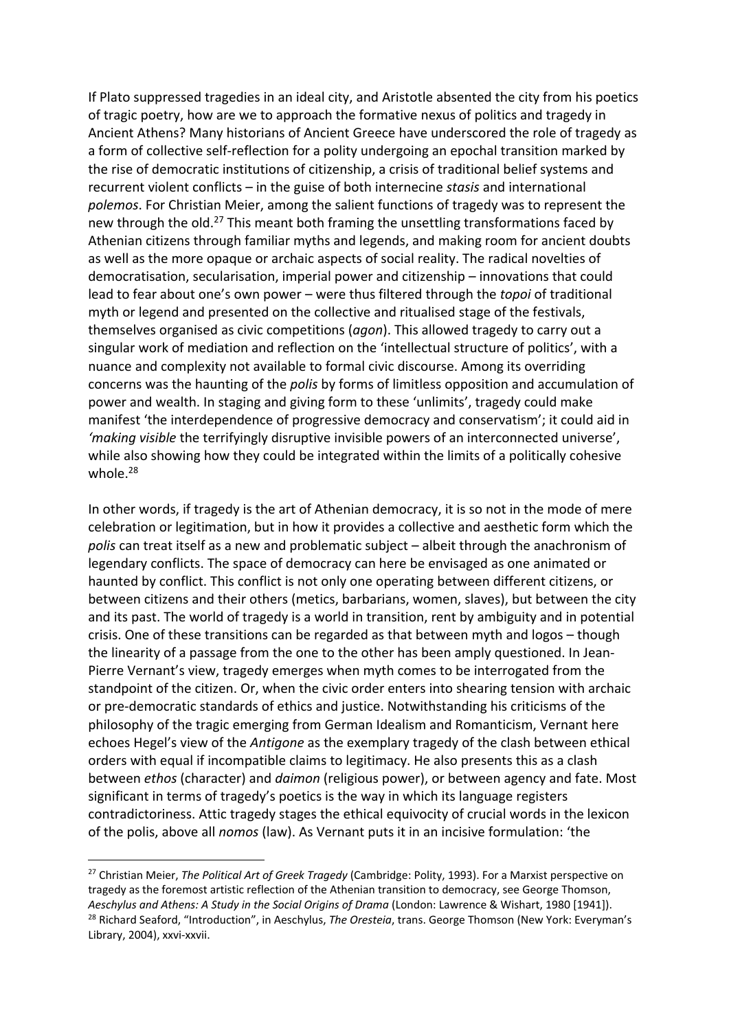If Plato suppressed tragedies in an ideal city, and Aristotle absented the city from his poetics of tragic poetry, how are we to approach the formative nexus of politics and tragedy in Ancient Athens? Many historians of Ancient Greece have underscored the role of tragedy as a form of collective self-reflection for a polity undergoing an epochal transition marked by the rise of democratic institutions of citizenship, a crisis of traditional belief systems and recurrent violent conflicts – in the guise of both internecine *stasis* and international *polemos*. For Christian Meier, among the salient functions of tragedy was to represent the new through the old.[27] This meant both framing the unsettling transformations faced by Athenian citizens through familiar myths and legends, and making room for ancient doubts as well as the more opaque or archaic aspects of social reality. The radical novelties of democratisation, secularisation, imperial power and citizenship – innovations that could lead to fear about one's own power – were thus filtered through the *topoi* of traditional myth or legend and presented on the collective and ritualised stage of the festivals, themselves organised as civic competitions (*agon*). This allowed tragedy to carry out a singular work of mediation and reflection on the 'intellectual structure of politics', with a nuance and complexity not available to formal civic discourse. Among its overriding concerns was the haunting of the *polis* by forms of limitless opposition and accumulation of power and wealth. In staging and giving form to these 'unlimits', tragedy could make manifest 'the interdependence of progressive democracy and conservatism'; it could aid in *'making visible* the terrifyingly disruptive invisible powers of an interconnected universe', while also showing how they could be integrated within the limits of a politically cohesive whole.[28]

In other words, if tragedy is the art of Athenian democracy, it is so not in the mode of mere celebration or legitimation, but in how it provides a collective and aesthetic form which the *polis* can treat itself as a new and problematic subject – albeit through the anachronism of legendary conflicts. The space of democracy can here be envisaged as one animated or haunted by conflict. This conflict is not only one operating between different citizens, or between citizens and their others (metics, barbarians, women, slaves), but between the city and its past. The world of tragedy is a world in transition, rent by ambiguity and in potential crisis. One of these transitions can be regarded as that between myth and logos – though the linearity of a passage from the one to the other has been amply questioned. In Jean-Pierre Vernant's view, tragedy emerges when myth comes to be interrogated from the standpoint of the citizen. Or, when the civic order enters into shearing tension with archaic or pre-democratic standards of ethics and justice. Notwithstanding his criticisms of the philosophy of the tragic emerging from German Idealism and Romanticism, Vernant here echoes Hegel's view of the *Antigone* as the exemplary tragedy of the clash between ethical orders with equal if incompatible claims to legitimacy. He also presents this as a clash between *ethos* (character) and *daimon* (religious power), or between agency and fate. Most significant in terms of tragedy's poetics is the way in which its language registers contradictoriness. Attic tragedy stages the ethical equivocity of crucial words in the lexicon of the polis, above all *nomos* (law). As Vernant puts it in an incisive formulation: 'the

---

[27] Christian Meier, *The Political Art of Greek Tragedy* (Cambridge: Polity, 1993). For a Marxist perspective on tragedy as the foremost artistic reflection of the Athenian transition to democracy, see George Thomson, *Aeschylus and Athens: A Study in the Social Origins of Drama* (London: Lawrence & Wishart, 1980 [1941]).

[28] Richard Seaford, "Introduction", in Aeschylus, *The Oresteia*, trans. George Thomson (New York: Everyman's Library, 2004), xxvi-xxvii.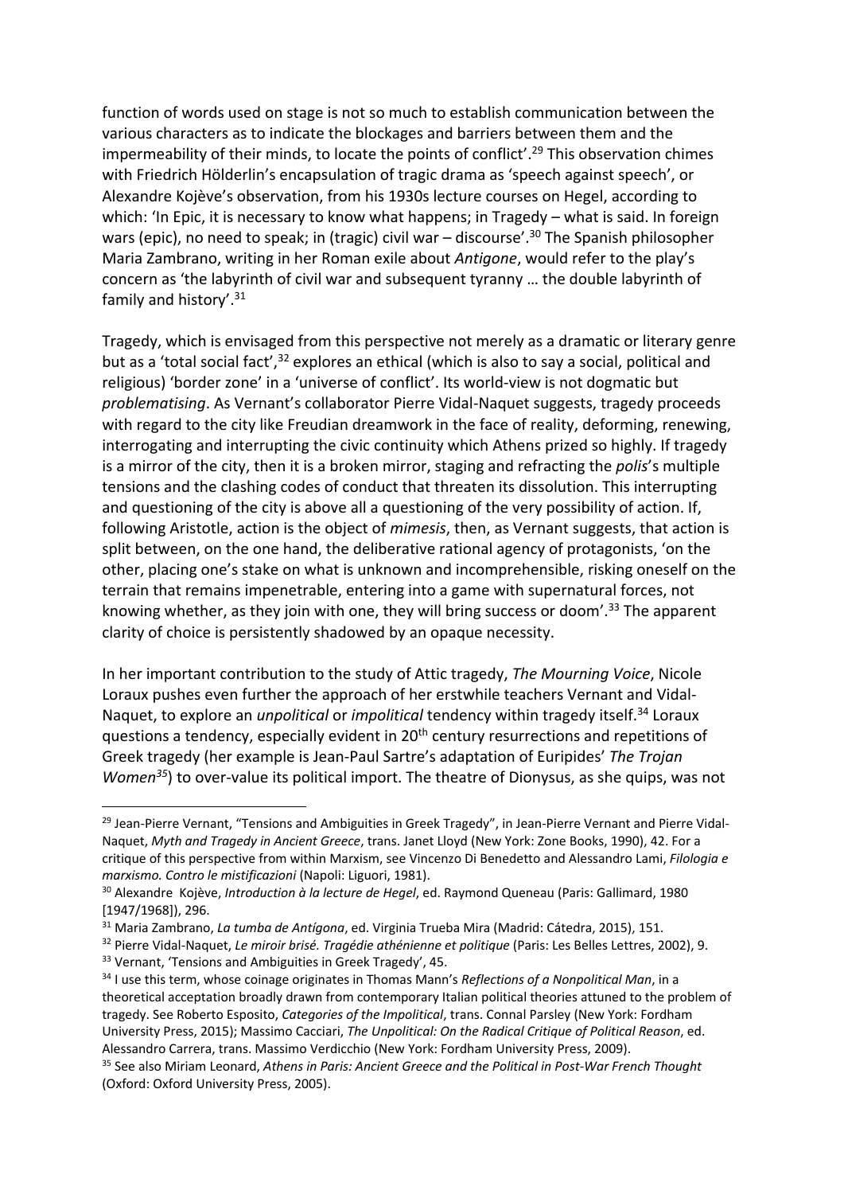function of words used on stage is not so much to establish communication between the various characters as to indicate the blockages and barriers between them and the impermeability of their minds, to locate the points of conflict'.[29] This observation chimes with Friedrich Hölderlin's encapsulation of tragic drama as 'speech against speech', or Alexandre Kojève's observation, from his 1930s lecture courses on Hegel, according to which: 'In Epic, it is necessary to know what happens; in Tragedy – what is said. In foreign wars (epic), no need to speak; in (tragic) civil war – discourse'.[30] The Spanish philosopher Maria Zambrano, writing in her Roman exile about *Antigone*, would refer to the play's concern as 'the labyrinth of civil war and subsequent tyranny … the double labyrinth of family and history'.[31]

Tragedy, which is envisaged from this perspective not merely as a dramatic or literary genre but as a 'total social fact',[32] explores an ethical (which is also to say a social, political and religious) 'border zone' in a 'universe of conflict'. Its world-view is not dogmatic but *problematising*. As Vernant's collaborator Pierre Vidal-Naquet suggests, tragedy proceeds with regard to the city like Freudian dreamwork in the face of reality, deforming, renewing, interrogating and interrupting the civic continuity which Athens prized so highly. If tragedy is a mirror of the city, then it is a broken mirror, staging and refracting the *polis*'s multiple tensions and the clashing codes of conduct that threaten its dissolution. This interrupting and questioning of the city is above all a questioning of the very possibility of action. If, following Aristotle, action is the object of *mimesis*, then, as Vernant suggests, that action is split between, on the one hand, the deliberative rational agency of protagonists, 'on the other, placing one's stake on what is unknown and incomprehensible, risking oneself on the terrain that remains impenetrable, entering into a game with supernatural forces, not knowing whether, as they join with one, they will bring success or doom'.[33] The apparent clarity of choice is persistently shadowed by an opaque necessity.

In her important contribution to the study of Attic tragedy, *The Mourning Voice*, Nicole Loraux pushes even further the approach of her erstwhile teachers Vernant and Vidal-Naquet, to explore an *unpolitical* or *impolitical* tendency within tragedy itself.[34] Loraux questions a tendency, especially evident in 20th century resurrections and repetitions of Greek tragedy (her example is Jean-Paul Sartre's adaptation of Euripides' *The Trojan Women*[35]) to over-value its political import. The theatre of Dionysus, as she quips, was not

---

[29] Jean-Pierre Vernant, "Tensions and Ambiguities in Greek Tragedy", in Jean-Pierre Vernant and Pierre Vidal-Naquet, *Myth and Tragedy in Ancient Greece*, trans. Janet Lloyd (New York: Zone Books, 1990), 42. For a critique of this perspective from within Marxism, see Vincenzo Di Benedetto and Alessandro Lami, *Filologia e marxismo. Contro le mistificazioni* (Napoli: Liguori, 1981).

[30] Alexandre Kojève, *Introduction à la lecture de Hegel*, ed. Raymond Queneau (Paris: Gallimard, 1980 [1947/1968]), 296.

[31] Maria Zambrano, *La tumba de Antígona*, ed. Virginia Trueba Mira (Madrid: Cátedra, 2015), 151.

[32] Pierre Vidal-Naquet, *Le miroir brisé. Tragédie athénienne et politique* (Paris: Les Belles Lettres, 2002), 9.

[33] Vernant, 'Tensions and Ambiguities in Greek Tragedy', 45.

[34] I use this term, whose coinage originates in Thomas Mann's *Reflections of a Nonpolitical Man*, in a theoretical acceptation broadly drawn from contemporary Italian political theories attuned to the problem of tragedy. See Roberto Esposito, *Categories of the Impolitical*, trans. Connal Parsley (New York: Fordham University Press, 2015); Massimo Cacciari, *The Unpolitical: On the Radical Critique of Political Reason*, ed. Alessandro Carrera, trans. Massimo Verdicchio (New York: Fordham University Press, 2009).

[35] See also Miriam Leonard, *Athens in Paris: Ancient Greece and the Political in Post-War French Thought* (Oxford: Oxford University Press, 2005).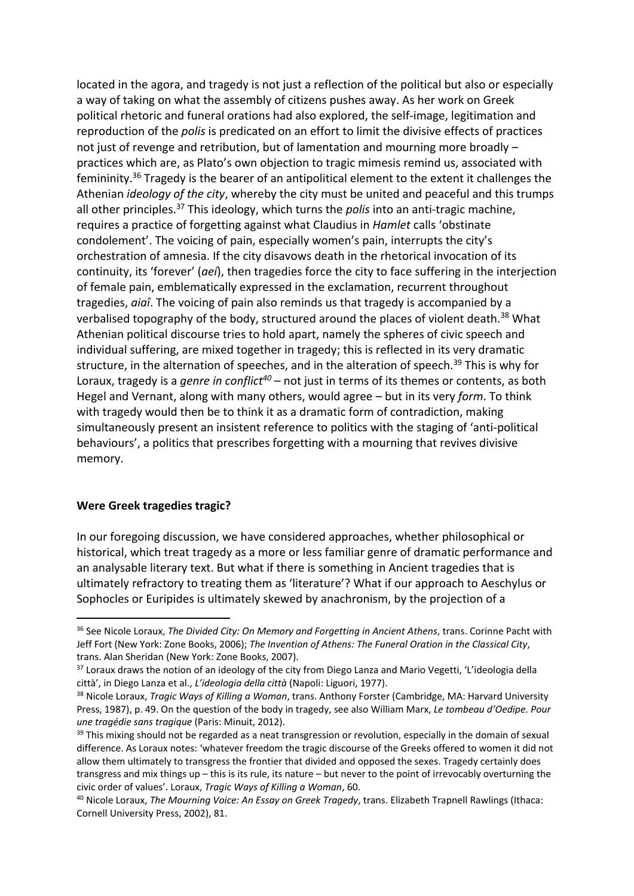located in the agora, and tragedy is not just a reflection of the political but also or especially a way of taking on what the assembly of citizens pushes away. As her work on Greek political rhetoric and funeral orations had also explored, the self-image, legitimation and reproduction of the *polis* is predicated on an effort to limit the divisive effects of practices not just of revenge and retribution, but of lamentation and mourning more broadly – practices which are, as Plato's own objection to tragic mimesis remind us, associated with femininity.[36] Tragedy is the bearer of an antipolitical element to the extent it challenges the Athenian *ideology of the city*, whereby the city must be united and peaceful and this trumps all other principles.[37] This ideology, which turns the *polis* into an anti-tragic machine, requires a practice of forgetting against what Claudius in *Hamlet* calls 'obstinate condolement'. The voicing of pain, especially women's pain, interrupts the city's orchestration of amnesia. If the city disavows death in the rhetorical invocation of its continuity, its 'forever' (*aeí*), then tragedies force the city to face suffering in the interjection of female pain, emblematically expressed in the exclamation, recurrent throughout tragedies, *aiaî*. The voicing of pain also reminds us that tragedy is accompanied by a verbalised topography of the body, structured around the places of violent death.[38] What Athenian political discourse tries to hold apart, namely the spheres of civic speech and individual suffering, are mixed together in tragedy; this is reflected in its very dramatic structure, in the alternation of speeches, and in the alteration of speech.[39] This is why for Loraux, tragedy is a *genre in conflict*[40] – not just in terms of its themes or contents, as both Hegel and Vernant, along with many others, would agree – but in its very *form*. To think with tragedy would then be to think it as a dramatic form of contradiction, making simultaneously present an insistent reference to politics with the staging of 'anti-political behaviours', a politics that prescribes forgetting with a mourning that revives divisive memory.

**Were Greek tragedies tragic?**

In our foregoing discussion, we have considered approaches, whether philosophical or historical, which treat tragedy as a more or less familiar genre of dramatic performance and an analysable literary text. But what if there is something in Ancient tragedies that is ultimately refractory to treating them as 'literature'? What if our approach to Aeschylus or Sophocles or Euripides is ultimately skewed by anachronism, by the projection of a

---

[36] See Nicole Loraux, *The Divided City: On Memory and Forgetting in Ancient Athens*, trans. Corinne Pacht with Jeff Fort (New York: Zone Books, 2006); *The Invention of Athens: The Funeral Oration in the Classical City*, trans. Alan Sheridan (New York: Zone Books, 2007).

[37] Loraux draws the notion of an ideology of the city from Diego Lanza and Mario Vegetti, 'L'ideologia della città', in Diego Lanza et al., *L'ideologia della città* (Napoli: Liguori, 1977).

[38] Nicole Loraux, *Tragic Ways of Killing a Woman*, trans. Anthony Forster (Cambridge, MA: Harvard University Press, 1987), p. 49. On the question of the body in tragedy, see also William Marx, *Le tombeau d'Oedipe. Pour une tragédie sans tragique* (Paris: Minuit, 2012).

[39] This mixing should not be regarded as a neat transgression or revolution, especially in the domain of sexual difference. As Loraux notes: 'whatever freedom the tragic discourse of the Greeks offered to women it did not allow them ultimately to transgress the frontier that divided and opposed the sexes. Tragedy certainly does transgress and mix things up – this is its rule, its nature – but never to the point of irrevocably overturning the civic order of values'. Loraux, *Tragic Ways of Killing a Woman*, 60.

[40] Nicole Loraux, *The Mourning Voice: An Essay on Greek Tragedy*, trans. Elizabeth Trapnell Rawlings (Ithaca: Cornell University Press, 2002), 81.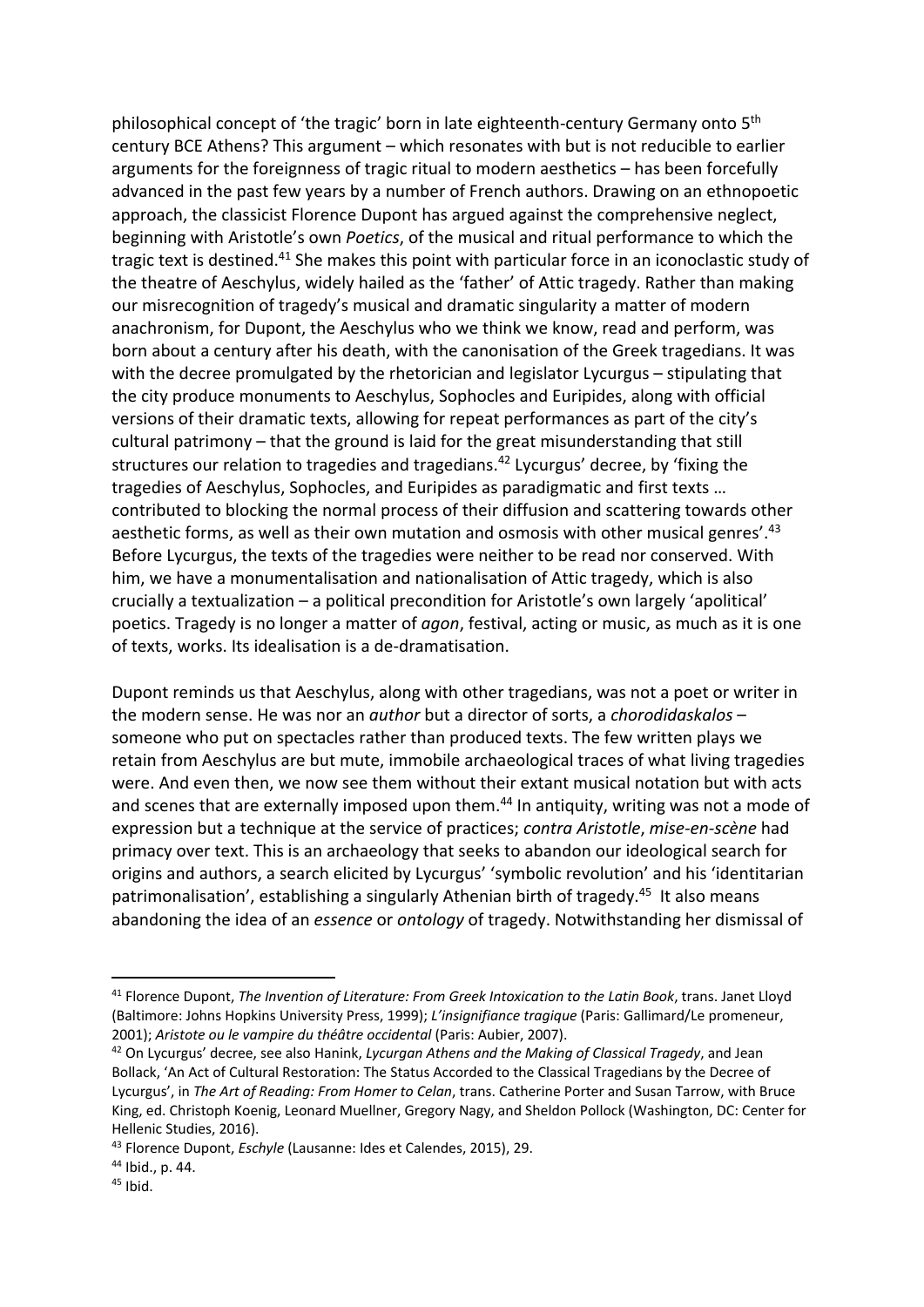philosophical concept of 'the tragic' born in late eighteenth-century Germany onto 5th century BCE Athens? This argument – which resonates with but is not reducible to earlier arguments for the foreignness of tragic ritual to modern aesthetics – has been forcefully advanced in the past few years by a number of French authors. Drawing on an ethnopoetic approach, the classicist Florence Dupont has argued against the comprehensive neglect, beginning with Aristotle's own *Poetics*, of the musical and ritual performance to which the tragic text is destined.[41] She makes this point with particular force in an iconoclastic study of the theatre of Aeschylus, widely hailed as the 'father' of Attic tragedy. Rather than making our misrecognition of tragedy's musical and dramatic singularity a matter of modern anachronism, for Dupont, the Aeschylus who we think we know, read and perform, was born about a century after his death, with the canonisation of the Greek tragedians. It was with the decree promulgated by the rhetorician and legislator Lycurgus – stipulating that the city produce monuments to Aeschylus, Sophocles and Euripides, along with official versions of their dramatic texts, allowing for repeat performances as part of the city's cultural patrimony – that the ground is laid for the great misunderstanding that still structures our relation to tragedies and tragedians.[42] Lycurgus' decree, by 'fixing the tragedies of Aeschylus, Sophocles, and Euripides as paradigmatic and first texts … contributed to blocking the normal process of their diffusion and scattering towards other aesthetic forms, as well as their own mutation and osmosis with other musical genres'.[43] Before Lycurgus, the texts of the tragedies were neither to be read nor conserved. With him, we have a monumentalisation and nationalisation of Attic tragedy, which is also crucially a textualization – a political precondition for Aristotle's own largely 'apolitical' poetics. Tragedy is no longer a matter of *agon*, festival, acting or music, as much as it is one of texts, works. Its idealisation is a de-dramatisation.

Dupont reminds us that Aeschylus, along with other tragedians, was not a poet or writer in the modern sense. He was nor an *author* but a director of sorts, a *chorodidaskalos* – someone who put on spectacles rather than produced texts. The few written plays we retain from Aeschylus are but mute, immobile archaeological traces of what living tragedies were. And even then, we now see them without their extant musical notation but with acts and scenes that are externally imposed upon them.[44] In antiquity, writing was not a mode of expression but a technique at the service of practices; *contra Aristotle*, *mise-en-scène* had primacy over text. This is an archaeology that seeks to abandon our ideological search for origins and authors, a search elicited by Lycurgus' 'symbolic revolution' and his 'identitarian patrimonalisation', establishing a singularly Athenian birth of tragedy.[45] It also means abandoning the idea of an *essence* or *ontology* of tragedy. Notwithstanding her dismissal of

---

[41] Florence Dupont, *The Invention of Literature: From Greek Intoxication to the Latin Book*, trans. Janet Lloyd (Baltimore: Johns Hopkins University Press, 1999); *L'insignifiance tragique* (Paris: Gallimard/Le promeneur, 2001); *Aristote ou le vampire du théâtre occidental* (Paris: Aubier, 2007).

[42] On Lycurgus' decree, see also Hanink, *Lycurgan Athens and the Making of Classical Tragedy*, and Jean Bollack, 'An Act of Cultural Restoration: The Status Accorded to the Classical Tragedians by the Decree of Lycurgus', in *The Art of Reading: From Homer to Celan*, trans. Catherine Porter and Susan Tarrow, with Bruce King, ed. Christoph Koenig, Leonard Muellner, Gregory Nagy, and Sheldon Pollock (Washington, DC: Center for Hellenic Studies, 2016).

[43] Florence Dupont, *Eschyle* (Lausanne: Ides et Calendes, 2015), 29.

[44] Ibid., p. 44.

[45] Ibid.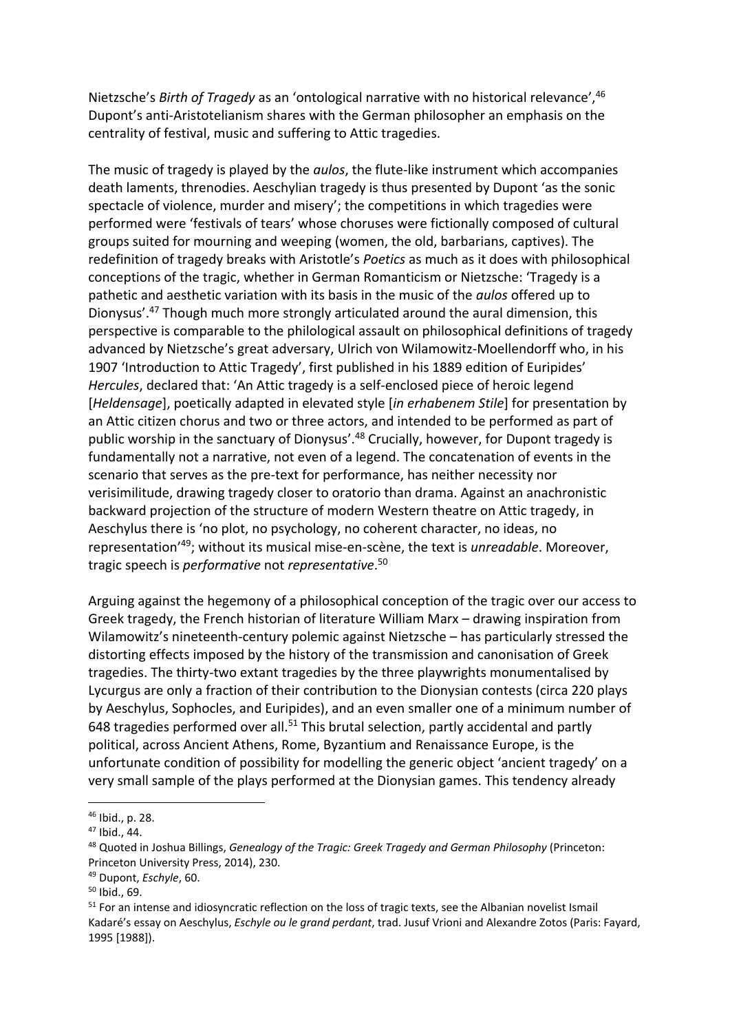Nietzsche's *Birth of Tragedy* as an 'ontological narrative with no historical relevance',[46] Dupont's anti-Aristotelianism shares with the German philosopher an emphasis on the centrality of festival, music and suffering to Attic tragedies.

The music of tragedy is played by the *aulos*, the flute-like instrument which accompanies death laments, threnodies. Aeschylian tragedy is thus presented by Dupont 'as the sonic spectacle of violence, murder and misery'; the competitions in which tragedies were performed were 'festivals of tears' whose choruses were fictionally composed of cultural groups suited for mourning and weeping (women, the old, barbarians, captives). The redefinition of tragedy breaks with Aristotle's *Poetics* as much as it does with philosophical conceptions of the tragic, whether in German Romanticism or Nietzsche: 'Tragedy is a pathetic and aesthetic variation with its basis in the music of the *aulos* offered up to Dionysus'.[47] Though much more strongly articulated around the aural dimension, this perspective is comparable to the philological assault on philosophical definitions of tragedy advanced by Nietzsche's great adversary, Ulrich von Wilamowitz-Moellendorff who, in his 1907 'Introduction to Attic Tragedy', first published in his 1889 edition of Euripides' *Hercules*, declared that: 'An Attic tragedy is a self-enclosed piece of heroic legend [*Heldensage*], poetically adapted in elevated style [*in erhabenem Stile*] for presentation by an Attic citizen chorus and two or three actors, and intended to be performed as part of public worship in the sanctuary of Dionysus'.[48] Crucially, however, for Dupont tragedy is fundamentally not a narrative, not even of a legend. The concatenation of events in the scenario that serves as the pre-text for performance, has neither necessity nor verisimilitude, drawing tragedy closer to oratorio than drama. Against an anachronistic backward projection of the structure of modern Western theatre on Attic tragedy, in Aeschylus there is 'no plot, no psychology, no coherent character, no ideas, no representation'[49]; without its musical mise-en-scène, the text is *unreadable*. Moreover, tragic speech is *performative* not *representative*.[50]

Arguing against the hegemony of a philosophical conception of the tragic over our access to Greek tragedy, the French historian of literature William Marx – drawing inspiration from Wilamowitz's nineteenth-century polemic against Nietzsche – has particularly stressed the distorting effects imposed by the history of the transmission and canonisation of Greek tragedies. The thirty-two extant tragedies by the three playwrights monumentalised by Lycurgus are only a fraction of their contribution to the Dionysian contests (circa 220 plays by Aeschylus, Sophocles, and Euripides), and an even smaller one of a minimum number of 648 tragedies performed over all.[51] This brutal selection, partly accidental and partly political, across Ancient Athens, Rome, Byzantium and Renaissance Europe, is the unfortunate condition of possibility for modelling the generic object 'ancient tragedy' on a very small sample of the plays performed at the Dionysian games. This tendency already

---

[46] Ibid., p. 28.

[47] Ibid., 44.

[48] Quoted in Joshua Billings, *Genealogy of the Tragic: Greek Tragedy and German Philosophy* (Princeton: Princeton University Press, 2014), 230.

[49] Dupont, *Eschyle*, 60.

[50] Ibid., 69.

[51] For an intense and idiosyncratic reflection on the loss of tragic texts, see the Albanian novelist Ismail Kadaré's essay on Aeschylus, *Eschyle ou le grand perdant*, trad. Jusuf Vrioni and Alexandre Zotos (Paris: Fayard, 1995 [1988]).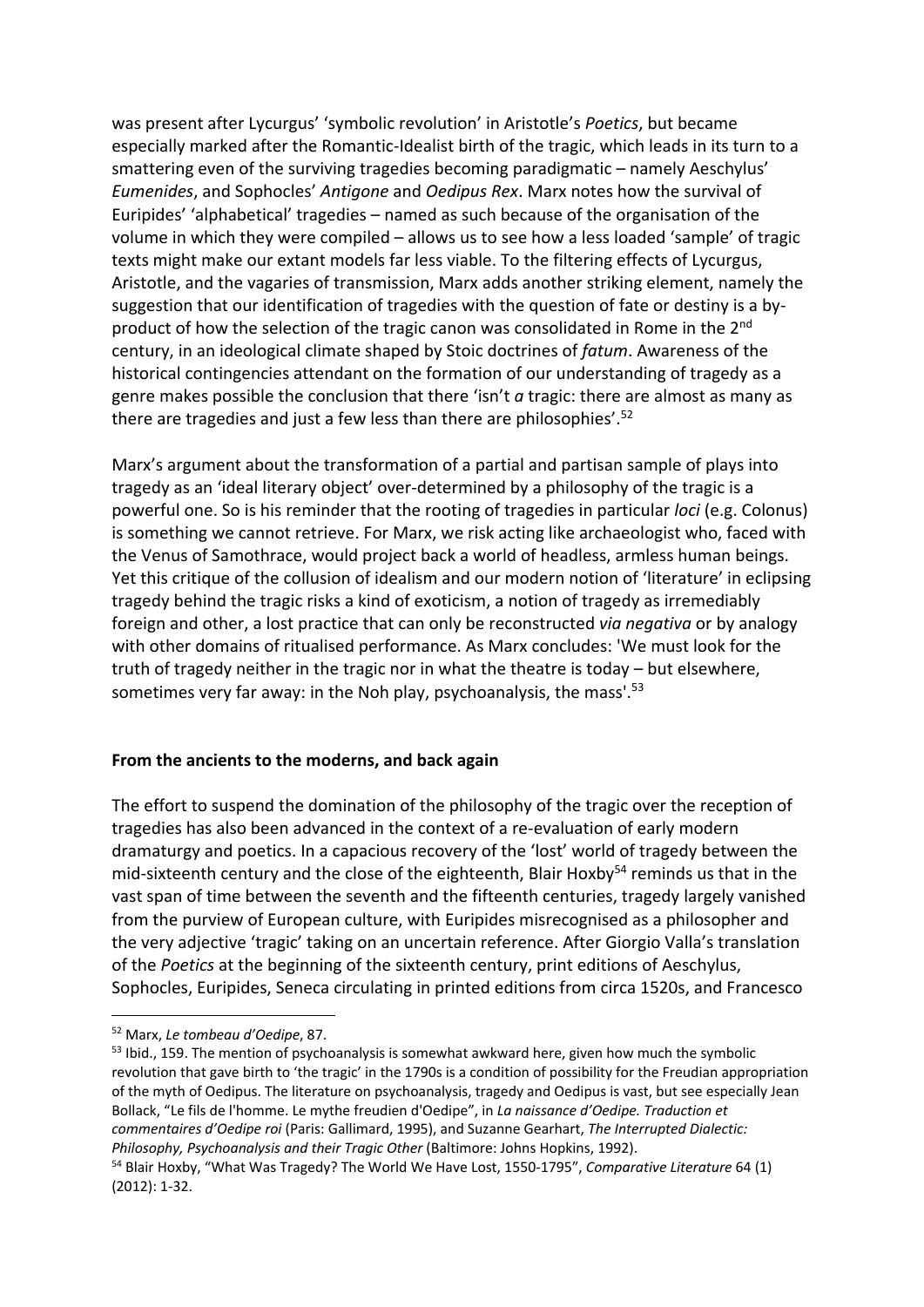was present after Lycurgus' 'symbolic revolution' in Aristotle's *Poetics*, but became especially marked after the Romantic-Idealist birth of the tragic, which leads in its turn to a smattering even of the surviving tragedies becoming paradigmatic – namely Aeschylus' *Eumenides*, and Sophocles' *Antigone* and *Oedipus Rex*. Marx notes how the survival of Euripides' 'alphabetical' tragedies – named as such because of the organisation of the volume in which they were compiled – allows us to see how a less loaded 'sample' of tragic texts might make our extant models far less viable. To the filtering effects of Lycurgus, Aristotle, and the vagaries of transmission, Marx adds another striking element, namely the suggestion that our identification of tragedies with the question of fate or destiny is a by-product of how the selection of the tragic canon was consolidated in Rome in the 2nd century, in an ideological climate shaped by Stoic doctrines of *fatum*. Awareness of the historical contingencies attendant on the formation of our understanding of tragedy as a genre makes possible the conclusion that there 'isn't *a* tragic: there are almost as many as there are tragedies and just a few less than there are philosophies'.[52]

Marx's argument about the transformation of a partial and partisan sample of plays into tragedy as an 'ideal literary object' over-determined by a philosophy of the tragic is a powerful one. So is his reminder that the rooting of tragedies in particular *loci* (e.g. Colonus) is something we cannot retrieve. For Marx, we risk acting like archaeologist who, faced with the Venus of Samothrace, would project back a world of headless, armless human beings. Yet this critique of the collusion of idealism and our modern notion of 'literature' in eclipsing tragedy behind the tragic risks a kind of exoticism, a notion of tragedy as irremediably foreign and other, a lost practice that can only be reconstructed *via negativa* or by analogy with other domains of ritualised performance. As Marx concludes: 'We must look for the truth of tragedy neither in the tragic nor in what the theatre is today – but elsewhere, sometimes very far away: in the Noh play, psychoanalysis, the mass'.[53]

**From the ancients to the moderns, and back again**

The effort to suspend the domination of the philosophy of the tragic over the reception of tragedies has also been advanced in the context of a re-evaluation of early modern dramaturgy and poetics. In a capacious recovery of the 'lost' world of tragedy between the mid-sixteenth century and the close of the eighteenth, Blair Hoxby[54] reminds us that in the vast span of time between the seventh and the fifteenth centuries, tragedy largely vanished from the purview of European culture, with Euripides misrecognised as a philosopher and the very adjective 'tragic' taking on an uncertain reference. After Giorgio Valla's translation of the *Poetics* at the beginning of the sixteenth century, print editions of Aeschylus, Sophocles, Euripides, Seneca circulating in printed editions from circa 1520s, and Francesco

---

[52] Marx, *Le tombeau d'Oedipe*, 87.

[53] Ibid., 159. The mention of psychoanalysis is somewhat awkward here, given how much the symbolic revolution that gave birth to 'the tragic' in the 1790s is a condition of possibility for the Freudian appropriation of the myth of Oedipus. The literature on psychoanalysis, tragedy and Oedipus is vast, but see especially Jean Bollack, "Le fils de l'homme. Le mythe freudien d'Oedipe", in *La naissance d'Oedipe. Traduction et commentaires d'Oedipe roi* (Paris: Gallimard, 1995), and Suzanne Gearhart, *The Interrupted Dialectic: Philosophy, Psychoanalysis and their Tragic Other* (Baltimore: Johns Hopkins, 1992).

[54] Blair Hoxby, "What Was Tragedy? The World We Have Lost, 1550-1795", *Comparative Literature* 64 (1) (2012): 1-32.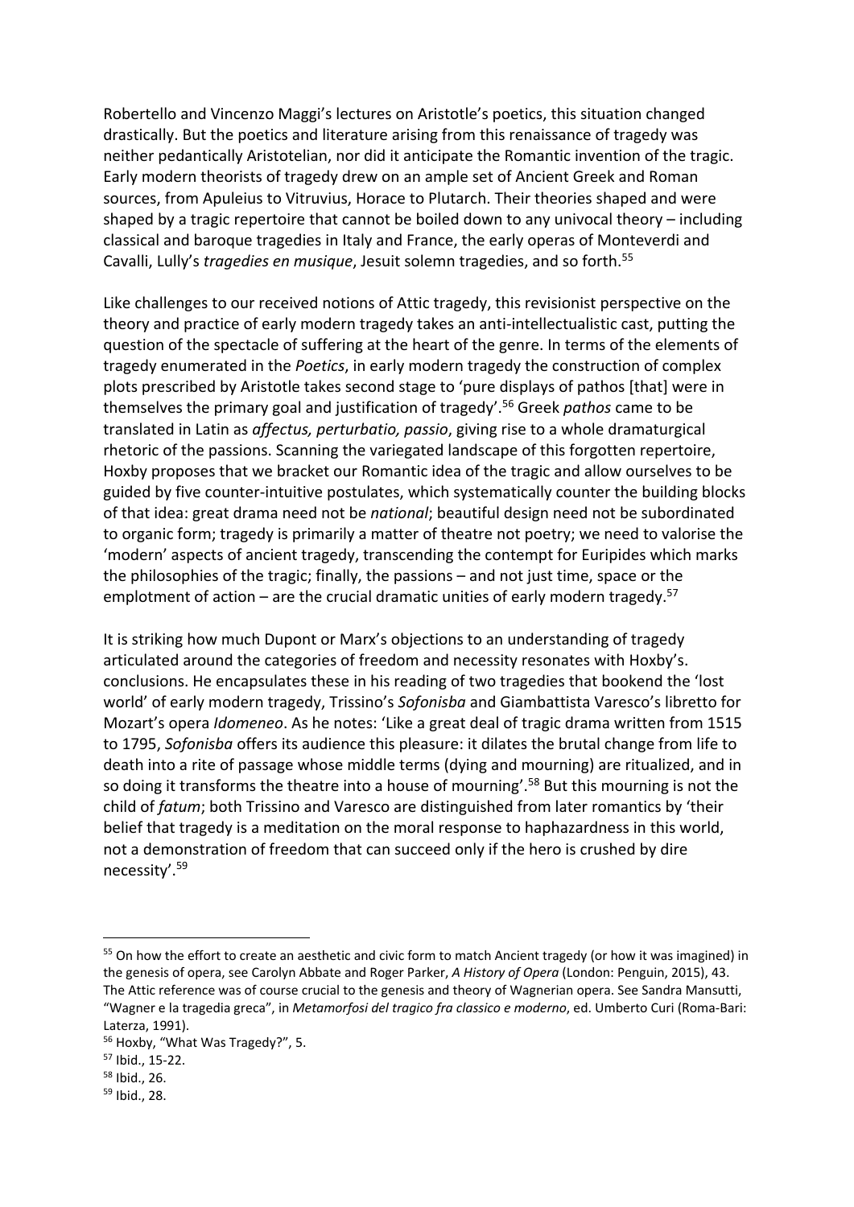Robertello and Vincenzo Maggi's lectures on Aristotle's poetics, this situation changed drastically. But the poetics and literature arising from this renaissance of tragedy was neither pedantically Aristotelian, nor did it anticipate the Romantic invention of the tragic. Early modern theorists of tragedy drew on an ample set of Ancient Greek and Roman sources, from Apuleius to Vitruvius, Horace to Plutarch. Their theories shaped and were shaped by a tragic repertoire that cannot be boiled down to any univocal theory – including classical and baroque tragedies in Italy and France, the early operas of Monteverdi and Cavalli, Lully's *tragedies en musique*, Jesuit solemn tragedies, and so forth.[55]

Like challenges to our received notions of Attic tragedy, this revisionist perspective on the theory and practice of early modern tragedy takes an anti-intellectualistic cast, putting the question of the spectacle of suffering at the heart of the genre. In terms of the elements of tragedy enumerated in the *Poetics*, in early modern tragedy the construction of complex plots prescribed by Aristotle takes second stage to 'pure displays of pathos [that] were in themselves the primary goal and justification of tragedy'.[56] Greek *pathos* came to be translated in Latin as *affectus, perturbatio, passio*, giving rise to a whole dramaturgical rhetoric of the passions. Scanning the variegated landscape of this forgotten repertoire, Hoxby proposes that we bracket our Romantic idea of the tragic and allow ourselves to be guided by five counter-intuitive postulates, which systematically counter the building blocks of that idea: great drama need not be *national*; beautiful design need not be subordinated to organic form; tragedy is primarily a matter of theatre not poetry; we need to valorise the 'modern' aspects of ancient tragedy, transcending the contempt for Euripides which marks the philosophies of the tragic; finally, the passions – and not just time, space or the emplotment of action – are the crucial dramatic unities of early modern tragedy.[57]

It is striking how much Dupont or Marx's objections to an understanding of tragedy articulated around the categories of freedom and necessity resonates with Hoxby's. conclusions. He encapsulates these in his reading of two tragedies that bookend the 'lost world' of early modern tragedy, Trissino's *Sofonisba* and Giambattista Varesco's libretto for Mozart's opera *Idomeneo*. As he notes: 'Like a great deal of tragic drama written from 1515 to 1795, *Sofonisba* offers its audience this pleasure: it dilates the brutal change from life to death into a rite of passage whose middle terms (dying and mourning) are ritualized, and in so doing it transforms the theatre into a house of mourning'.[58] But this mourning is not the child of *fatum*; both Trissino and Varesco are distinguished from later romantics by 'their belief that tragedy is a meditation on the moral response to haphazardness in this world, not a demonstration of freedom that can succeed only if the hero is crushed by dire necessity'.[59]

---

[55] On how the effort to create an aesthetic and civic form to match Ancient tragedy (or how it was imagined) in the genesis of opera, see Carolyn Abbate and Roger Parker, *A History of Opera* (London: Penguin, 2015), 43. The Attic reference was of course crucial to the genesis and theory of Wagnerian opera. See Sandra Mansutti, "Wagner e la tragedia greca", in *Metamorfosi del tragico fra classico e moderno*, ed. Umberto Curi (Roma-Bari: Laterza, 1991).

[56] Hoxby, "What Was Tragedy?", 5.

[57] Ibid., 15-22.

[58] Ibid., 26.

[59] Ibid., 28.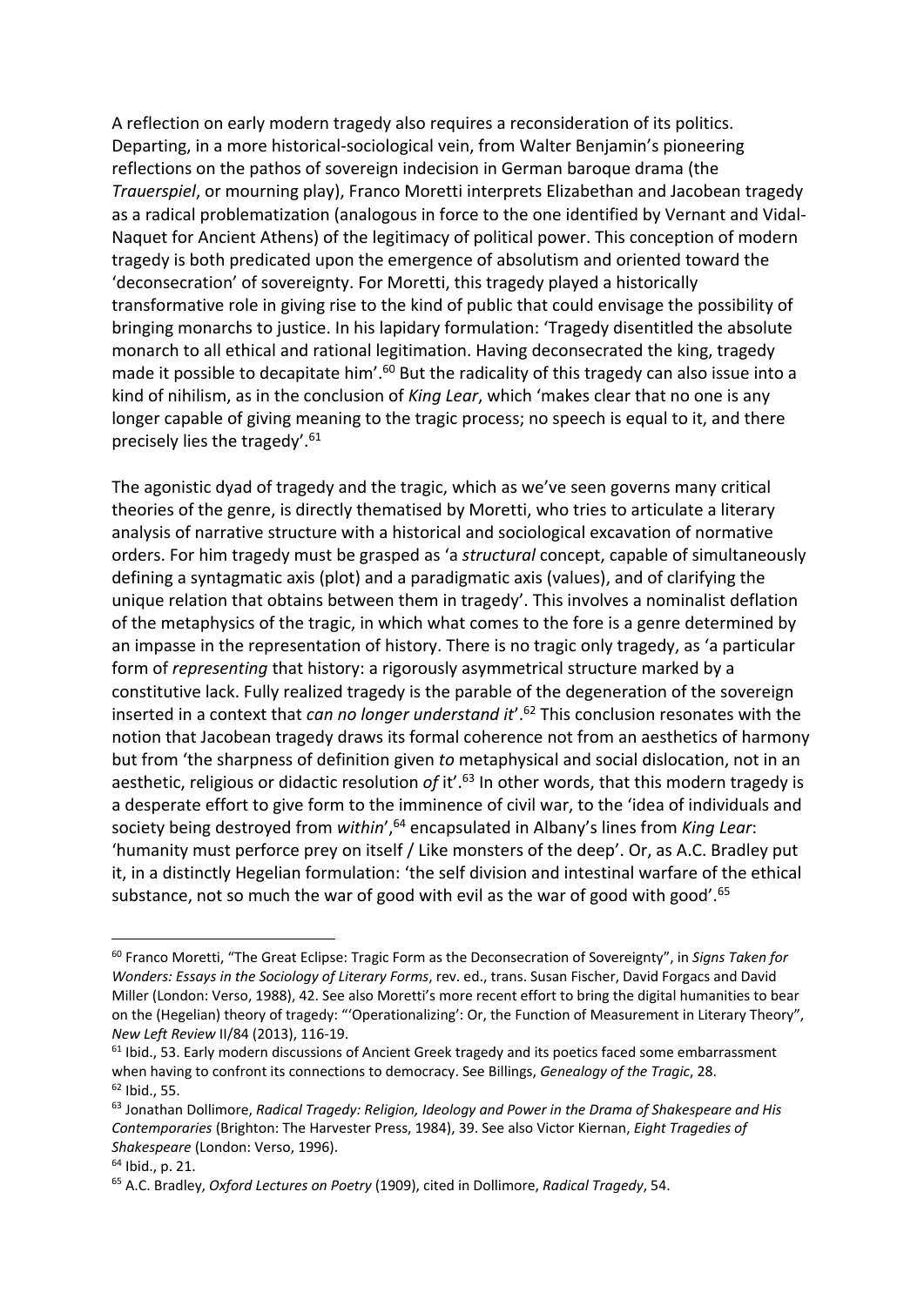A reflection on early modern tragedy also requires a reconsideration of its politics. Departing, in a more historical-sociological vein, from Walter Benjamin's pioneering reflections on the pathos of sovereign indecision in German baroque drama (the *Trauerspiel*, or mourning play), Franco Moretti interprets Elizabethan and Jacobean tragedy as a radical problematization (analogous in force to the one identified by Vernant and Vidal-Naquet for Ancient Athens) of the legitimacy of political power. This conception of modern tragedy is both predicated upon the emergence of absolutism and oriented toward the 'deconsecration' of sovereignty. For Moretti, this tragedy played a historically transformative role in giving rise to the kind of public that could envisage the possibility of bringing monarchs to justice. In his lapidary formulation: 'Tragedy disentitled the absolute monarch to all ethical and rational legitimation. Having deconsecrated the king, tragedy made it possible to decapitate him'.[60] But the radicality of this tragedy can also issue into a kind of nihilism, as in the conclusion of *King Lear*, which 'makes clear that no one is any longer capable of giving meaning to the tragic process; no speech is equal to it, and there precisely lies the tragedy'.[61]

The agonistic dyad of tragedy and the tragic, which as we've seen governs many critical theories of the genre, is directly thematised by Moretti, who tries to articulate a literary analysis of narrative structure with a historical and sociological excavation of normative orders. For him tragedy must be grasped as 'a *structural* concept, capable of simultaneously defining a syntagmatic axis (plot) and a paradigmatic axis (values), and of clarifying the unique relation that obtains between them in tragedy'. This involves a nominalist deflation of the metaphysics of the tragic, in which what comes to the fore is a genre determined by an impasse in the representation of history. There is no tragic only tragedy, as 'a particular form of *representing* that history: a rigorously asymmetrical structure marked by a constitutive lack. Fully realized tragedy is the parable of the degeneration of the sovereign inserted in a context that *can no longer understand it*'.[62] This conclusion resonates with the notion that Jacobean tragedy draws its formal coherence not from an aesthetics of harmony but from 'the sharpness of definition given *to* metaphysical and social dislocation, not in an aesthetic, religious or didactic resolution *of* it'.[63] In other words, that this modern tragedy is a desperate effort to give form to the imminence of civil war, to the 'idea of individuals and society being destroyed from *within*',[64] encapsulated in Albany's lines from *King Lear*: 'humanity must perforce prey on itself / Like monsters of the deep'. Or, as A.C. Bradley put it, in a distinctly Hegelian formulation: 'the self division and intestinal warfare of the ethical substance, not so much the war of good with evil as the war of good with good'.[65]

---

[60] Franco Moretti, "The Great Eclipse: Tragic Form as the Deconsecration of Sovereignty", in *Signs Taken for Wonders: Essays in the Sociology of Literary Forms*, rev. ed., trans. Susan Fischer, David Forgacs and David Miller (London: Verso, 1988), 42. See also Moretti's more recent effort to bring the digital humanities to bear on the (Hegelian) theory of tragedy: "'Operationalizing': Or, the Function of Measurement in Literary Theory", *New Left Review* II/84 (2013), 116-19.

[61] Ibid., 53. Early modern discussions of Ancient Greek tragedy and its poetics faced some embarrassment when having to confront its connections to democracy. See Billings, *Genealogy of the Tragic*, 28.

[62] Ibid., 55.

[63] Jonathan Dollimore, *Radical Tragedy: Religion, Ideology and Power in the Drama of Shakespeare and His Contemporaries* (Brighton: The Harvester Press, 1984), 39. See also Victor Kiernan, *Eight Tragedies of Shakespeare* (London: Verso, 1996).

[64] Ibid., p. 21.

[65] A.C. Bradley, *Oxford Lectures on Poetry* (1909), cited in Dollimore, *Radical Tragedy*, 54.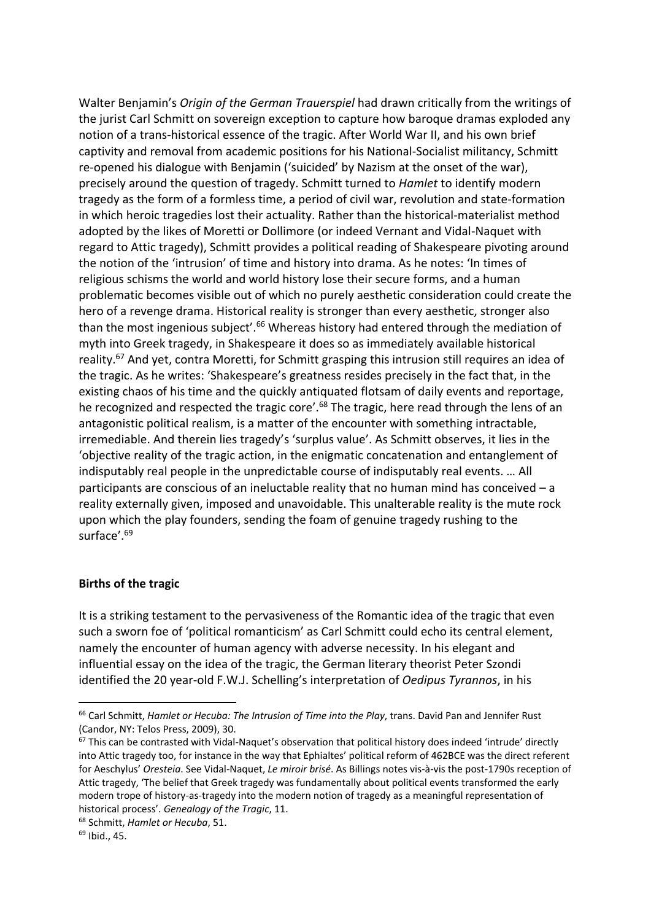Walter Benjamin's *Origin of the German Trauerspiel* had drawn critically from the writings of the jurist Carl Schmitt on sovereign exception to capture how baroque dramas exploded any notion of a trans-historical essence of the tragic. After World War II, and his own brief captivity and removal from academic positions for his National-Socialist militancy, Schmitt re-opened his dialogue with Benjamin ('suicided' by Nazism at the onset of the war), precisely around the question of tragedy. Schmitt turned to *Hamlet* to identify modern tragedy as the form of a formless time, a period of civil war, revolution and state-formation in which heroic tragedies lost their actuality. Rather than the historical-materialist method adopted by the likes of Moretti or Dollimore (or indeed Vernant and Vidal-Naquet with regard to Attic tragedy), Schmitt provides a political reading of Shakespeare pivoting around the notion of the 'intrusion' of time and history into drama. As he notes: 'In times of religious schisms the world and world history lose their secure forms, and a human problematic becomes visible out of which no purely aesthetic consideration could create the hero of a revenge drama. Historical reality is stronger than every aesthetic, stronger also than the most ingenious subject'.[66] Whereas history had entered through the mediation of myth into Greek tragedy, in Shakespeare it does so as immediately available historical reality.[67] And yet, contra Moretti, for Schmitt grasping this intrusion still requires an idea of the tragic. As he writes: 'Shakespeare's greatness resides precisely in the fact that, in the existing chaos of his time and the quickly antiquated flotsam of daily events and reportage, he recognized and respected the tragic core'.[68] The tragic, here read through the lens of an antagonistic political realism, is a matter of the encounter with something intractable, irremediable. And therein lies tragedy's 'surplus value'. As Schmitt observes, it lies in the 'objective reality of the tragic action, in the enigmatic concatenation and entanglement of indisputably real people in the unpredictable course of indisputably real events. … All participants are conscious of an ineluctable reality that no human mind has conceived – a reality externally given, imposed and unavoidable. This unalterable reality is the mute rock upon which the play founders, sending the foam of genuine tragedy rushing to the surface'.[69]

**Births of the tragic**

It is a striking testament to the pervasiveness of the Romantic idea of the tragic that even such a sworn foe of 'political romanticism' as Carl Schmitt could echo its central element, namely the encounter of human agency with adverse necessity. In his elegant and influential essay on the idea of the tragic, the German literary theorist Peter Szondi identified the 20 year-old F.W.J. Schelling's interpretation of *Oedipus Tyrannos*, in his

---

[66] Carl Schmitt, *Hamlet or Hecuba: The Intrusion of Time into the Play*, trans. David Pan and Jennifer Rust (Candor, NY: Telos Press, 2009), 30.

[67] This can be contrasted with Vidal-Naquet's observation that political history does indeed 'intrude' directly into Attic tragedy too, for instance in the way that Ephialtes' political reform of 462BCE was the direct referent for Aeschylus' *Oresteia*. See Vidal-Naquet, *Le miroir brisé*. As Billings notes vis-à-vis the post-1790s reception of Attic tragedy, 'The belief that Greek tragedy was fundamentally about political events transformed the early modern trope of history-as-tragedy into the modern notion of tragedy as a meaningful representation of historical process'. *Genealogy of the Tragic*, 11.

[68] Schmitt, *Hamlet or Hecuba*, 51.

[69] Ibid., 45.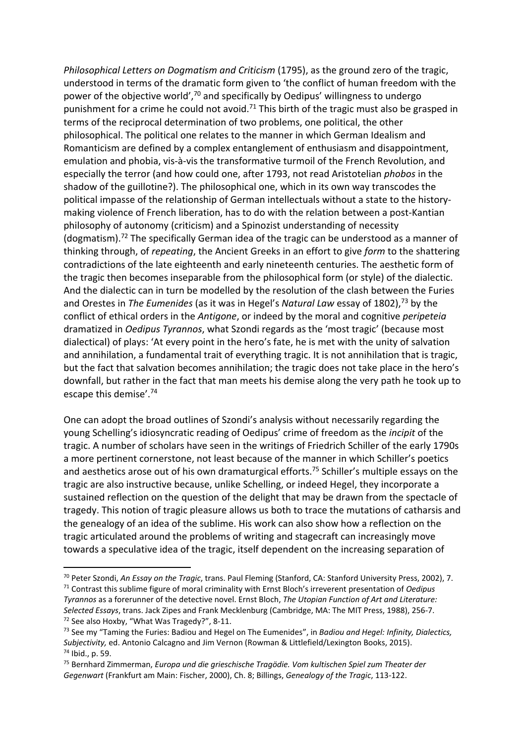*Philosophical Letters on Dogmatism and Criticism* (1795), as the ground zero of the tragic, understood in terms of the dramatic form given to 'the conflict of human freedom with the power of the objective world',[70] and specifically by Oedipus' willingness to undergo punishment for a crime he could not avoid.[71] This birth of the tragic must also be grasped in terms of the reciprocal determination of two problems, one political, the other philosophical. The political one relates to the manner in which German Idealism and Romanticism are defined by a complex entanglement of enthusiasm and disappointment, emulation and phobia, vis-à-vis the transformative turmoil of the French Revolution, and especially the terror (and how could one, after 1793, not read Aristotelian *phobos* in the shadow of the guillotine?). The philosophical one, which in its own way transcodes the political impasse of the relationship of German intellectuals without a state to the history-making violence of French liberation, has to do with the relation between a post-Kantian philosophy of autonomy (criticism) and a Spinozist understanding of necessity (dogmatism).[72] The specifically German idea of the tragic can be understood as a manner of thinking through, of *repeating*, the Ancient Greeks in an effort to give *form* to the shattering contradictions of the late eighteenth and early nineteenth centuries. The aesthetic form of the tragic then becomes inseparable from the philosophical form (or style) of the dialectic. And the dialectic can in turn be modelled by the resolution of the clash between the Furies and Orestes in *The Eumenides* (as it was in Hegel's *Natural Law* essay of 1802),[73] by the conflict of ethical orders in the *Antigone*, or indeed by the moral and cognitive *peripeteia* dramatized in *Oedipus Tyrannos*, what Szondi regards as the 'most tragic' (because most dialectical) of plays: 'At every point in the hero's fate, he is met with the unity of salvation and annihilation, a fundamental trait of everything tragic. It is not annihilation that is tragic, but the fact that salvation becomes annihilation; the tragic does not take place in the hero's downfall, but rather in the fact that man meets his demise along the very path he took up to escape this demise'.[74]

One can adopt the broad outlines of Szondi's analysis without necessarily regarding the young Schelling's idiosyncratic reading of Oedipus' crime of freedom as the *incipit* of the tragic. A number of scholars have seen in the writings of Friedrich Schiller of the early 1790s a more pertinent cornerstone, not least because of the manner in which Schiller's poetics and aesthetics arose out of his own dramaturgical efforts.[75] Schiller's multiple essays on the tragic are also instructive because, unlike Schelling, or indeed Hegel, they incorporate a sustained reflection on the question of the delight that may be drawn from the spectacle of tragedy. This notion of tragic pleasure allows us both to trace the mutations of catharsis and the genealogy of an idea of the sublime. His work can also show how a reflection on the tragic articulated around the problems of writing and stagecraft can increasingly move towards a speculative idea of the tragic, itself dependent on the increasing separation of

---

[70] Peter Szondi, *An Essay on the Tragic*, trans. Paul Fleming (Stanford, CA: Stanford University Press, 2002), 7.

[71] Contrast this sublime figure of moral criminality with Ernst Bloch's irreverent presentation of *Oedipus Tyrannos* as a forerunner of the detective novel. Ernst Bloch, *The Utopian Function of Art and Literature: Selected Essays*, trans. Jack Zipes and Frank Mecklenburg (Cambridge, MA: The MIT Press, 1988), 256-7.

[72] See also Hoxby, "What Was Tragedy?", 8-11.

[73] See my "Taming the Furies: Badiou and Hegel on The Eumenides", in *Badiou and Hegel: Infinity, Dialectics, Subjectivity,* ed. Antonio Calcagno and Jim Vernon (Rowman & Littlefield/Lexington Books, 2015).

[74] Ibid., p. 59.

[75] Bernhard Zimmerman, *Europa und die grieschische Tragödie. Vom kultischen Spiel zum Theater der Gegenwart* (Frankfurt am Main: Fischer, 2000), Ch. 8; Billings, *Genealogy of the Tragic*, 113-122.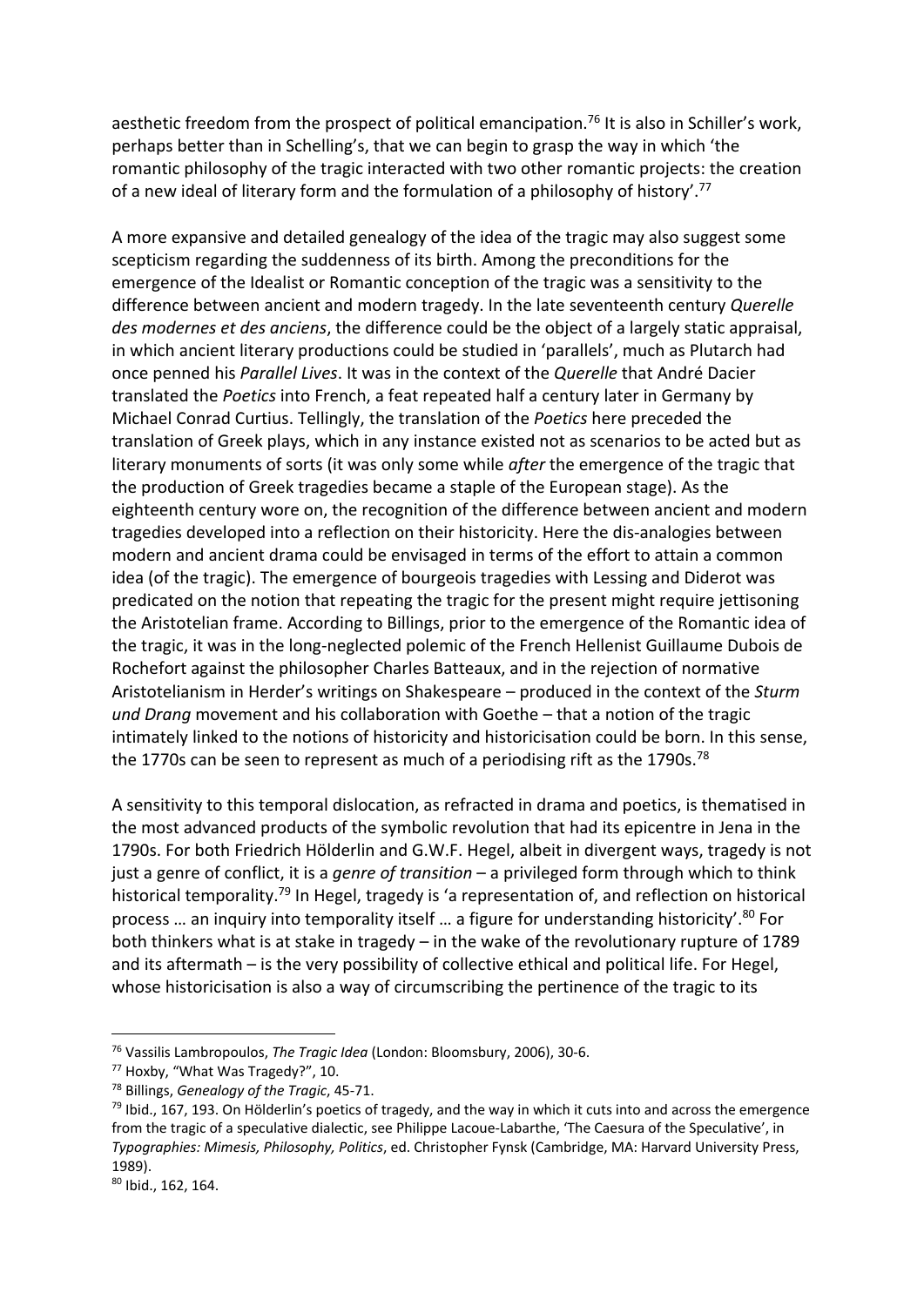aesthetic freedom from the prospect of political emancipation.[76] It is also in Schiller's work, perhaps better than in Schelling's, that we can begin to grasp the way in which 'the romantic philosophy of the tragic interacted with two other romantic projects: the creation of a new ideal of literary form and the formulation of a philosophy of history'.[77]

A more expansive and detailed genealogy of the idea of the tragic may also suggest some scepticism regarding the suddenness of its birth. Among the preconditions for the emergence of the Idealist or Romantic conception of the tragic was a sensitivity to the difference between ancient and modern tragedy. In the late seventeenth century *Querelle des modernes et des anciens*, the difference could be the object of a largely static appraisal, in which ancient literary productions could be studied in 'parallels', much as Plutarch had once penned his *Parallel Lives*. It was in the context of the *Querelle* that André Dacier translated the *Poetics* into French, a feat repeated half a century later in Germany by Michael Conrad Curtius. Tellingly, the translation of the *Poetics* here preceded the translation of Greek plays, which in any instance existed not as scenarios to be acted but as literary monuments of sorts (it was only some while *after* the emergence of the tragic that the production of Greek tragedies became a staple of the European stage). As the eighteenth century wore on, the recognition of the difference between ancient and modern tragedies developed into a reflection on their historicity. Here the dis-analogies between modern and ancient drama could be envisaged in terms of the effort to attain a common idea (of the tragic). The emergence of bourgeois tragedies with Lessing and Diderot was predicated on the notion that repeating the tragic for the present might require jettisoning the Aristotelian frame. According to Billings, prior to the emergence of the Romantic idea of the tragic, it was in the long-neglected polemic of the French Hellenist Guillaume Dubois de Rochefort against the philosopher Charles Batteaux, and in the rejection of normative Aristotelianism in Herder's writings on Shakespeare – produced in the context of the *Sturm und Drang* movement and his collaboration with Goethe – that a notion of the tragic intimately linked to the notions of historicity and historicisation could be born. In this sense, the 1770s can be seen to represent as much of a periodising rift as the 1790s.[78]

A sensitivity to this temporal dislocation, as refracted in drama and poetics, is thematised in the most advanced products of the symbolic revolution that had its epicentre in Jena in the 1790s. For both Friedrich Hölderlin and G.W.F. Hegel, albeit in divergent ways, tragedy is not just a genre of conflict, it is a *genre of transition* – a privileged form through which to think historical temporality.[79] In Hegel, tragedy is 'a representation of, and reflection on historical process … an inquiry into temporality itself … a figure for understanding historicity'.[80] For both thinkers what is at stake in tragedy – in the wake of the revolutionary rupture of 1789 and its aftermath – is the very possibility of collective ethical and political life. For Hegel, whose historicisation is also a way of circumscribing the pertinence of the tragic to its

---

[76] Vassilis Lambropoulos, *The Tragic Idea* (London: Bloomsbury, 2006), 30-6.

[77] Hoxby, "What Was Tragedy?", 10.

[78] Billings, *Genealogy of the Tragic*, 45-71.

[79] Ibid., 167, 193. On Hölderlin's poetics of tragedy, and the way in which it cuts into and across the emergence from the tragic of a speculative dialectic, see Philippe Lacoue-Labarthe, 'The Caesura of the Speculative', in *Typographies: Mimesis, Philosophy, Politics*, ed. Christopher Fynsk (Cambridge, MA: Harvard University Press, 1989).

[80] Ibid., 162, 164.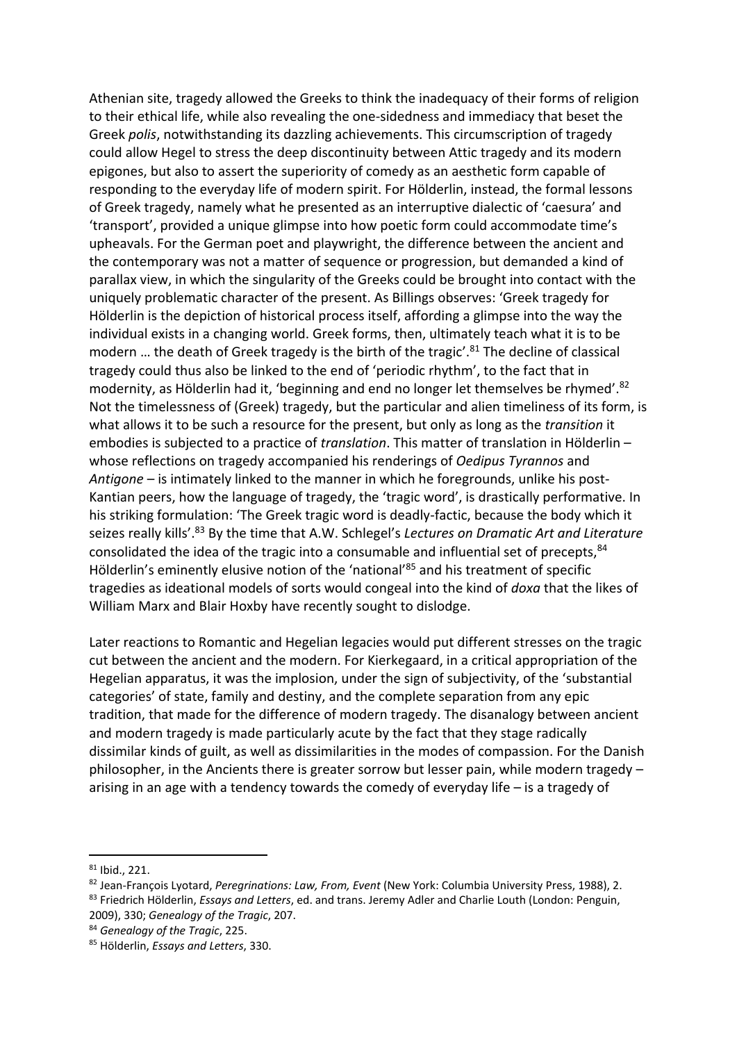Athenian site, tragedy allowed the Greeks to think the inadequacy of their forms of religion to their ethical life, while also revealing the one-sidedness and immediacy that beset the Greek *polis*, notwithstanding its dazzling achievements. This circumscription of tragedy could allow Hegel to stress the deep discontinuity between Attic tragedy and its modern epigones, but also to assert the superiority of comedy as an aesthetic form capable of responding to the everyday life of modern spirit. For Hölderlin, instead, the formal lessons of Greek tragedy, namely what he presented as an interruptive dialectic of 'caesura' and 'transport', provided a unique glimpse into how poetic form could accommodate time's upheavals. For the German poet and playwright, the difference between the ancient and the contemporary was not a matter of sequence or progression, but demanded a kind of parallax view, in which the singularity of the Greeks could be brought into contact with the uniquely problematic character of the present. As Billings observes: 'Greek tragedy for Hölderlin is the depiction of historical process itself, affording a glimpse into the way the individual exists in a changing world. Greek forms, then, ultimately teach what it is to be modern … the death of Greek tragedy is the birth of the tragic'.[81] The decline of classical tragedy could thus also be linked to the end of 'periodic rhythm', to the fact that in modernity, as Hölderlin had it, 'beginning and end no longer let themselves be rhymed'.[82] Not the timelessness of (Greek) tragedy, but the particular and alien timeliness of its form, is what allows it to be such a resource for the present, but only as long as the *transition* it embodies is subjected to a practice of *translation*. This matter of translation in Hölderlin – whose reflections on tragedy accompanied his renderings of *Oedipus Tyrannos* and *Antigone* – is intimately linked to the manner in which he foregrounds, unlike his post-Kantian peers, how the language of tragedy, the 'tragic word', is drastically performative. In his striking formulation: 'The Greek tragic word is deadly-factic, because the body which it seizes really kills'.[83] By the time that A.W. Schlegel's *Lectures on Dramatic Art and Literature* consolidated the idea of the tragic into a consumable and influential set of precepts,[84] Hölderlin's eminently elusive notion of the 'national'[85] and his treatment of specific tragedies as ideational models of sorts would congeal into the kind of *doxa* that the likes of William Marx and Blair Hoxby have recently sought to dislodge.

Later reactions to Romantic and Hegelian legacies would put different stresses on the tragic cut between the ancient and the modern. For Kierkegaard, in a critical appropriation of the Hegelian apparatus, it was the implosion, under the sign of subjectivity, of the 'substantial categories' of state, family and destiny, and the complete separation from any epic tradition, that made for the difference of modern tragedy. The disanalogy between ancient and modern tragedy is made particularly acute by the fact that they stage radically dissimilar kinds of guilt, as well as dissimilarities in the modes of compassion. For the Danish philosopher, in the Ancients there is greater sorrow but lesser pain, while modern tragedy – arising in an age with a tendency towards the comedy of everyday life – is a tragedy of

---

[81] Ibid., 221.

[82] Jean-François Lyotard, *Peregrinations: Law, From, Event* (New York: Columbia University Press, 1988), 2.

[83] Friedrich Hölderlin, *Essays and Letters*, ed. and trans. Jeremy Adler and Charlie Louth (London: Penguin, 2009), 330; *Genealogy of the Tragic*, 207.

[84] *Genealogy of the Tragic*, 225.

[85] Hölderlin, *Essays and Letters*, 330.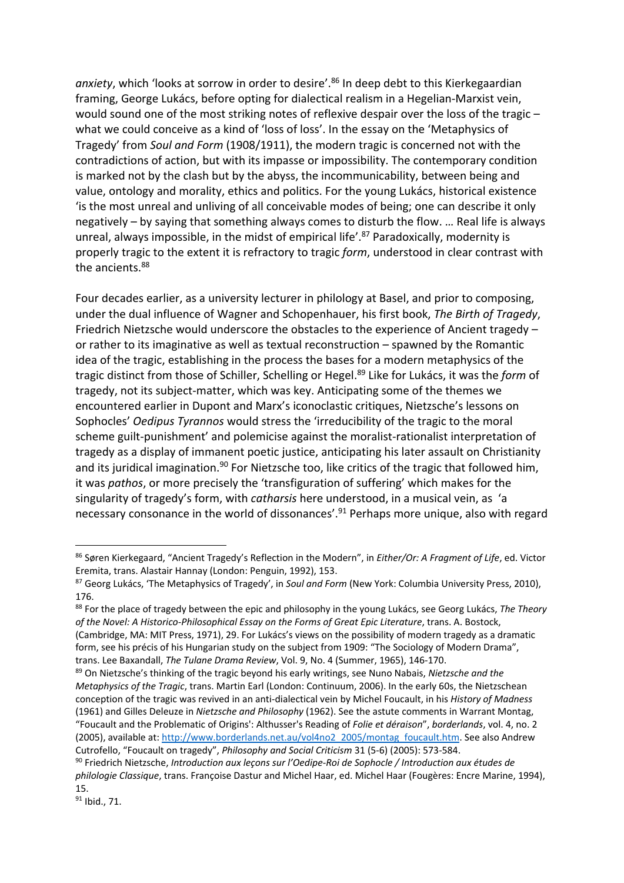*anxiety*, which 'looks at sorrow in order to desire'.[86] In deep debt to this Kierkegaardian framing, George Lukács, before opting for dialectical realism in a Hegelian-Marxist vein, would sound one of the most striking notes of reflexive despair over the loss of the tragic – what we could conceive as a kind of 'loss of loss'. In the essay on the 'Metaphysics of Tragedy' from *Soul and Form* (1908/1911), the modern tragic is concerned not with the contradictions of action, but with its impasse or impossibility. The contemporary condition is marked not by the clash but by the abyss, the incommunicability, between being and value, ontology and morality, ethics and politics. For the young Lukács, historical existence 'is the most unreal and unliving of all conceivable modes of being; one can describe it only negatively – by saying that something always comes to disturb the flow. … Real life is always unreal, always impossible, in the midst of empirical life'.[87] Paradoxically, modernity is properly tragic to the extent it is refractory to tragic *form*, understood in clear contrast with the ancients.[88]

Four decades earlier, as a university lecturer in philology at Basel, and prior to composing, under the dual influence of Wagner and Schopenhauer, his first book, *The Birth of Tragedy*, Friedrich Nietzsche would underscore the obstacles to the experience of Ancient tragedy – or rather to its imaginative as well as textual reconstruction – spawned by the Romantic idea of the tragic, establishing in the process the bases for a modern metaphysics of the tragic distinct from those of Schiller, Schelling or Hegel.[89] Like for Lukács, it was the *form* of tragedy, not its subject-matter, which was key. Anticipating some of the themes we encountered earlier in Dupont and Marx's iconoclastic critiques, Nietzsche's lessons on Sophocles' *Oedipus Tyrannos* would stress the 'irreducibility of the tragic to the moral scheme guilt-punishment' and polemicise against the moralist-rationalist interpretation of tragedy as a display of immanent poetic justice, anticipating his later assault on Christianity and its juridical imagination.[90] For Nietzsche too, like critics of the tragic that followed him, it was *pathos*, or more precisely the 'transfiguration of suffering' which makes for the singularity of tragedy's form, with *catharsis* here understood, in a musical vein, as 'a necessary consonance in the world of dissonances'.[91] Perhaps more unique, also with regard

---

[86] Søren Kierkegaard, "Ancient Tragedy's Reflection in the Modern", in *Either/Or: A Fragment of Life*, ed. Victor Eremita, trans. Alastair Hannay (London: Penguin, 1992), 153.

[87] Georg Lukács, 'The Metaphysics of Tragedy', in *Soul and Form* (New York: Columbia University Press, 2010), 176.

[88] For the place of tragedy between the epic and philosophy in the young Lukács, see Georg Lukács, *The Theory of the Novel: A Historico-Philosophical Essay on the Forms of Great Epic Literature*, trans. A. Bostock, (Cambridge, MA: MIT Press, 1971), 29. For Lukács's views on the possibility of modern tragedy as a dramatic form, see his précis of his Hungarian study on the subject from 1909: "The Sociology of Modern Drama", trans. Lee Baxandall, *The Tulane Drama Review*, Vol. 9, No. 4 (Summer, 1965), 146-170.

[89] On Nietzsche's thinking of the tragic beyond his early writings, see Nuno Nabais, *Nietzsche and the Metaphysics of the Tragic*, trans. Martin Earl (London: Continuum, 2006). In the early 60s, the Nietzschean conception of the tragic was revived in an anti-dialectical vein by Michel Foucault, in his *History of Madness* (1961) and Gilles Deleuze in *Nietzsche and Philosophy* (1962). See the astute comments in Warrant Montag, "Foucault and the Problematic of Origins': Althusser's Reading of *Folie et déraison*", *borderlands*, vol. 4, no. 2 (2005), available at: http://www.borderlands.net.au/vol4no2_2005/montag_foucault.htm. See also Andrew Cutrofello, "Foucault on tragedy", *Philosophy and Social Criticism* 31 (5-6) (2005): 573-584.

[90] Friedrich Nietzsche, *Introduction aux leçons sur l'Oedipe-Roi de Sophocle / Introduction aux études de philologie Classique*, trans. Françoise Dastur and Michel Haar, ed. Michel Haar (Fougères: Encre Marine, 1994), 15.

[91] Ibid., 71.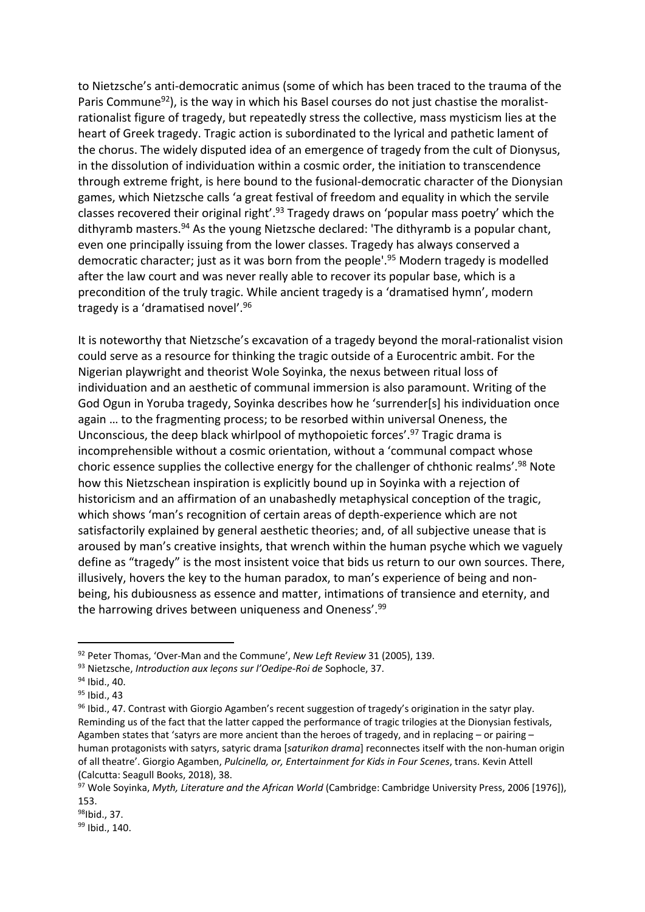to Nietzsche's anti-democratic animus (some of which has been traced to the trauma of the Paris Commune[92]), is the way in which his Basel courses do not just chastise the moralist-rationalist figure of tragedy, but repeatedly stress the collective, mass mysticism lies at the heart of Greek tragedy. Tragic action is subordinated to the lyrical and pathetic lament of the chorus. The widely disputed idea of an emergence of tragedy from the cult of Dionysus, in the dissolution of individuation within a cosmic order, the initiation to transcendence through extreme fright, is here bound to the fusional-democratic character of the Dionysian games, which Nietzsche calls 'a great festival of freedom and equality in which the servile classes recovered their original right'.[93] Tragedy draws on 'popular mass poetry' which the dithyramb masters.[94] As the young Nietzsche declared: 'The dithyramb is a popular chant, even one principally issuing from the lower classes. Tragedy has always conserved a democratic character; just as it was born from the people'.[95] Modern tragedy is modelled after the law court and was never really able to recover its popular base, which is a precondition of the truly tragic. While ancient tragedy is a 'dramatised hymn', modern tragedy is a 'dramatised novel'.[96]

It is noteworthy that Nietzsche's excavation of a tragedy beyond the moral-rationalist vision could serve as a resource for thinking the tragic outside of a Eurocentric ambit. For the Nigerian playwright and theorist Wole Soyinka, the nexus between ritual loss of individuation and an aesthetic of communal immersion is also paramount. Writing of the God Ogun in Yoruba tragedy, Soyinka describes how he 'surrender[s] his individuation once again … to the fragmenting process; to be resorbed within universal Oneness, the Unconscious, the deep black whirlpool of mythopoietic forces'.[97] Tragic drama is incomprehensible without a cosmic orientation, without a 'communal compact whose choric essence supplies the collective energy for the challenger of chthonic realms'.[98] Note how this Nietzschean inspiration is explicitly bound up in Soyinka with a rejection of historicism and an affirmation of an unabashedly metaphysical conception of the tragic, which shows 'man's recognition of certain areas of depth-experience which are not satisfactorily explained by general aesthetic theories; and, of all subjective unease that is aroused by man's creative insights, that wrench within the human psyche which we vaguely define as "tragedy" is the most insistent voice that bids us return to our own sources. There, illusively, hovers the key to the human paradox, to man's experience of being and non-being, his dubiousness as essence and matter, intimations of transience and eternity, and the harrowing drives between uniqueness and Oneness'.[99]

---

[92] Peter Thomas, 'Over-Man and the Commune', *New Left Review* 31 (2005), 139.

[93] Nietzsche, *Introduction aux leçons sur l'Oedipe-Roi de* Sophocle, 37.

[94] Ibid., 40.

[95] Ibid., 43

[96] Ibid., 47. Contrast with Giorgio Agamben's recent suggestion of tragedy's origination in the satyr play. Reminding us of the fact that the latter capped the performance of tragic trilogies at the Dionysian festivals, Agamben states that 'satyrs are more ancient than the heroes of tragedy, and in replacing – or pairing – human protagonists with satyrs, satyric drama [*saturikon drama*] reconnectes itself with the non-human origin of all theatre'. Giorgio Agamben, *Pulcinella, or, Entertainment for Kids in Four Scenes*, trans. Kevin Attell (Calcutta: Seagull Books, 2018), 38.

[97] Wole Soyinka, *Myth, Literature and the African World* (Cambridge: Cambridge University Press, 2006 [1976]), 153.

[98] Ibid., 37.

[99] Ibid., 140.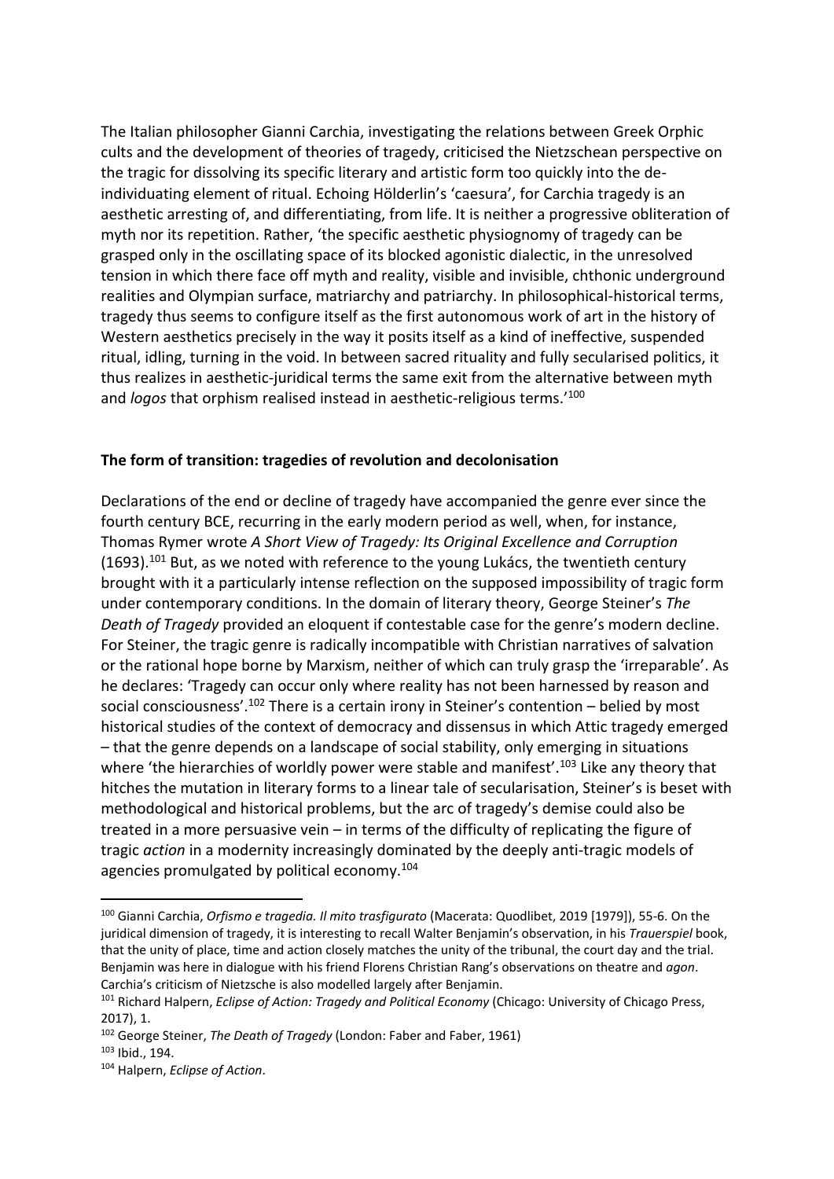The Italian philosopher Gianni Carchia, investigating the relations between Greek Orphic cults and the development of theories of tragedy, criticised the Nietzschean perspective on the tragic for dissolving its specific literary and artistic form too quickly into the de-individuating element of ritual. Echoing Hölderlin's 'caesura', for Carchia tragedy is an aesthetic arresting of, and differentiating, from life. It is neither a progressive obliteration of myth nor its repetition. Rather, 'the specific aesthetic physiognomy of tragedy can be grasped only in the oscillating space of its blocked agonistic dialectic, in the unresolved tension in which there face off myth and reality, visible and invisible, chthonic underground realities and Olympian surface, matriarchy and patriarchy. In philosophical-historical terms, tragedy thus seems to configure itself as the first autonomous work of art in the history of Western aesthetics precisely in the way it posits itself as a kind of ineffective, suspended ritual, idling, turning in the void. In between sacred rituality and fully secularised politics, it thus realizes in aesthetic-juridical terms the same exit from the alternative between myth and *logos* that orphism realised instead in aesthetic-religious terms.'[100]

**The form of transition: tragedies of revolution and decolonisation**

Declarations of the end or decline of tragedy have accompanied the genre ever since the fourth century BCE, recurring in the early modern period as well, when, for instance, Thomas Rymer wrote *A Short View of Tragedy: Its Original Excellence and Corruption* (1693).[101] But, as we noted with reference to the young Lukács, the twentieth century brought with it a particularly intense reflection on the supposed impossibility of tragic form under contemporary conditions. In the domain of literary theory, George Steiner's *The Death of Tragedy* provided an eloquent if contestable case for the genre's modern decline. For Steiner, the tragic genre is radically incompatible with Christian narratives of salvation or the rational hope borne by Marxism, neither of which can truly grasp the 'irreparable'. As he declares: 'Tragedy can occur only where reality has not been harnessed by reason and social consciousness'.[102] There is a certain irony in Steiner's contention – belied by most historical studies of the context of democracy and dissensus in which Attic tragedy emerged – that the genre depends on a landscape of social stability, only emerging in situations where 'the hierarchies of worldly power were stable and manifest'.[103] Like any theory that hitches the mutation in literary forms to a linear tale of secularisation, Steiner's is beset with methodological and historical problems, but the arc of tragedy's demise could also be treated in a more persuasive vein – in terms of the difficulty of replicating the figure of tragic *action* in a modernity increasingly dominated by the deeply anti-tragic models of agencies promulgated by political economy.[104]

---

[100] Gianni Carchia, *Orfismo e tragedia. Il mito trasfigurato* (Macerata: Quodlibet, 2019 [1979]), 55-6. On the juridical dimension of tragedy, it is interesting to recall Walter Benjamin's observation, in his *Trauerspiel* book, that the unity of place, time and action closely matches the unity of the tribunal, the court day and the trial. Benjamin was here in dialogue with his friend Florens Christian Rang's observations on theatre and *agon*. Carchia's criticism of Nietzsche is also modelled largely after Benjamin.

[101] Richard Halpern, *Eclipse of Action: Tragedy and Political Economy* (Chicago: University of Chicago Press, 2017), 1.

[102] George Steiner, *The Death of Tragedy* (London: Faber and Faber, 1961)

[103] Ibid., 194.

[104] Halpern, *Eclipse of Action*.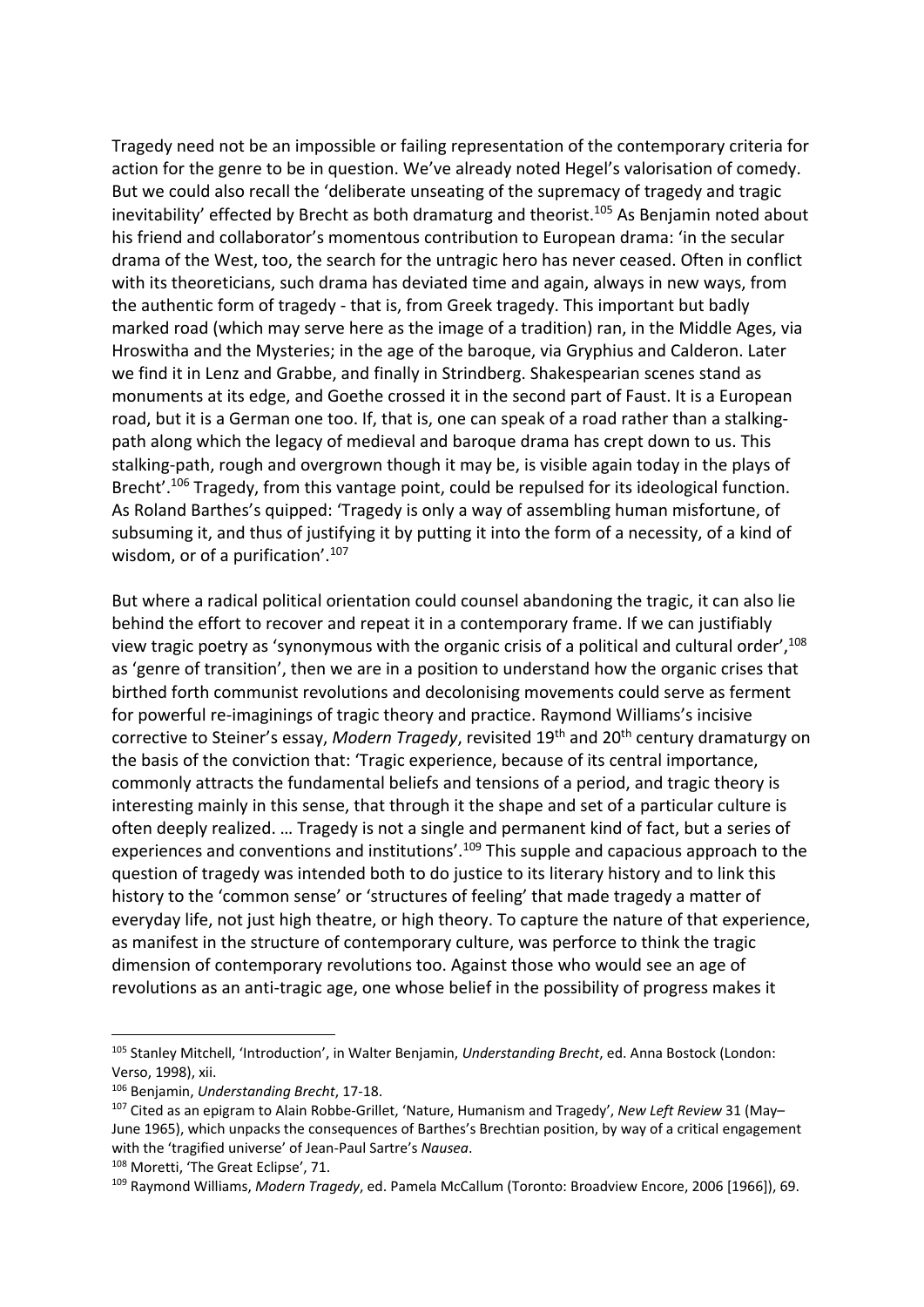Tragedy need not be an impossible or failing representation of the contemporary criteria for action for the genre to be in question. We've already noted Hegel's valorisation of comedy. But we could also recall the 'deliberate unseating of the supremacy of tragedy and tragic inevitability' effected by Brecht as both dramaturg and theorist.[105] As Benjamin noted about his friend and collaborator's momentous contribution to European drama: 'in the secular drama of the West, too, the search for the untragic hero has never ceased. Often in conflict with its theoreticians, such drama has deviated time and again, always in new ways, from the authentic form of tragedy - that is, from Greek tragedy. This important but badly marked road (which may serve here as the image of a tradition) ran, in the Middle Ages, via Hroswitha and the Mysteries; in the age of the baroque, via Gryphius and Calderon. Later we find it in Lenz and Grabbe, and finally in Strindberg. Shakespearian scenes stand as monuments at its edge, and Goethe crossed it in the second part of Faust. It is a European road, but it is a German one too. If, that is, one can speak of a road rather than a stalking-path along which the legacy of medieval and baroque drama has crept down to us. This stalking-path, rough and overgrown though it may be, is visible again today in the plays of Brecht'.[106] Tragedy, from this vantage point, could be repulsed for its ideological function. As Roland Barthes's quipped: 'Tragedy is only a way of assembling human misfortune, of subsuming it, and thus of justifying it by putting it into the form of a necessity, of a kind of wisdom, or of a purification'.[107]

But where a radical political orientation could counsel abandoning the tragic, it can also lie behind the effort to recover and repeat it in a contemporary frame. If we can justifiably view tragic poetry as 'synonymous with the organic crisis of a political and cultural order',[108] as 'genre of transition', then we are in a position to understand how the organic crises that birthed forth communist revolutions and decolonising movements could serve as ferment for powerful re-imaginings of tragic theory and practice. Raymond Williams's incisive corrective to Steiner's essay, *Modern Tragedy*, revisited 19th and 20th century dramaturgy on the basis of the conviction that: 'Tragic experience, because of its central importance, commonly attracts the fundamental beliefs and tensions of a period, and tragic theory is interesting mainly in this sense, that through it the shape and set of a particular culture is often deeply realized. … Tragedy is not a single and permanent kind of fact, but a series of experiences and conventions and institutions'.[109] This supple and capacious approach to the question of tragedy was intended both to do justice to its literary history and to link this history to the 'common sense' or 'structures of feeling' that made tragedy a matter of everyday life, not just high theatre, or high theory. To capture the nature of that experience, as manifest in the structure of contemporary culture, was perforce to think the tragic dimension of contemporary revolutions too. Against those who would see an age of revolutions as an anti-tragic age, one whose belief in the possibility of progress makes it

---

[105] Stanley Mitchell, 'Introduction', in Walter Benjamin, *Understanding Brecht*, ed. Anna Bostock (London: Verso, 1998), xii.

[106] Benjamin, *Understanding Brecht*, 17-18.

[107] Cited as an epigram to Alain Robbe-Grillet, 'Nature, Humanism and Tragedy', *New Left Review* 31 (May–June 1965), which unpacks the consequences of Barthes's Brechtian position, by way of a critical engagement with the 'tragified universe' of Jean-Paul Sartre's *Nausea*.

[108] Moretti, 'The Great Eclipse', 71.

[109] Raymond Williams, *Modern Tragedy*, ed. Pamela McCallum (Toronto: Broadview Encore, 2006 [1966]), 69.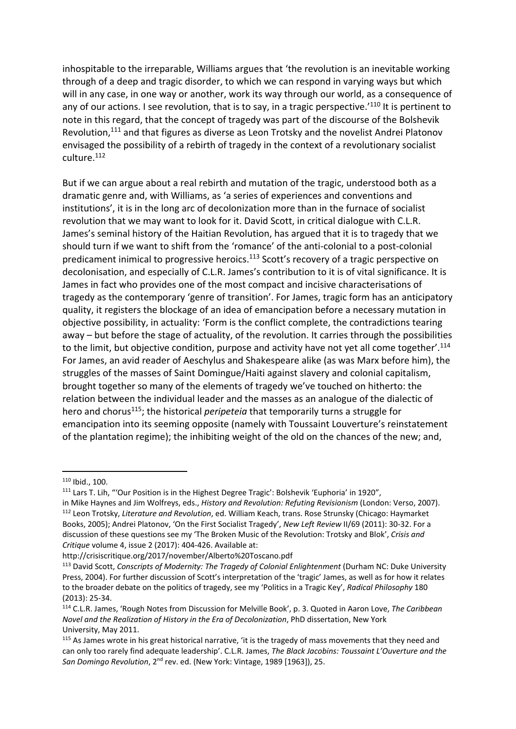inhospitable to the irreparable, Williams argues that 'the revolution is an inevitable working through of a deep and tragic disorder, to which we can respond in varying ways but which will in any case, in one way or another, work its way through our world, as a consequence of any of our actions. I see revolution, that is to say, in a tragic perspective.'[110] It is pertinent to note in this regard, that the concept of tragedy was part of the discourse of the Bolshevik Revolution,[111] and that figures as diverse as Leon Trotsky and the novelist Andrei Platonov envisaged the possibility of a rebirth of tragedy in the context of a revolutionary socialist culture.[112]

But if we can argue about a real rebirth and mutation of the tragic, understood both as a dramatic genre and, with Williams, as 'a series of experiences and conventions and institutions', it is in the long arc of decolonization more than in the furnace of socialist revolution that we may want to look for it. David Scott, in critical dialogue with C.L.R. James's seminal history of the Haitian Revolution, has argued that it is to tragedy that we should turn if we want to shift from the 'romance' of the anti-colonial to a post-colonial predicament inimical to progressive heroics.[113] Scott's recovery of a tragic perspective on decolonisation, and especially of C.L.R. James's contribution to it is of vital significance. It is James in fact who provides one of the most compact and incisive characterisations of tragedy as the contemporary 'genre of transition'. For James, tragic form has an anticipatory quality, it registers the blockage of an idea of emancipation before a necessary mutation in objective possibility, in actuality: 'Form is the conflict complete, the contradictions tearing away – but before the stage of actuality, of the revolution. It carries through the possibilities to the limit, but objective condition, purpose and activity have not yet all come together'.[114] For James, an avid reader of Aeschylus and Shakespeare alike (as was Marx before him), the struggles of the masses of Saint Domingue/Haiti against slavery and colonial capitalism, brought together so many of the elements of tragedy we've touched on hitherto: the relation between the individual leader and the masses as an analogue of the dialectic of hero and chorus[115]; the historical *peripeteia* that temporarily turns a struggle for emancipation into its seeming opposite (namely with Toussaint Louverture's reinstatement of the plantation regime); the inhibiting weight of the old on the chances of the new; and,

---

[110] Ibid., 100.

[111] Lars T. Lih, "'Our Position is in the Highest Degree Tragic': Bolshevik 'Euphoria' in 1920", in Mike Haynes and Jim Wolfreys, eds., *History and Revolution: Refuting Revisionism* (London: Verso, 2007).

[112] Leon Trotsky, *Literature and Revolution*, ed. William Keach, trans. Rose Strunsky (Chicago: Haymarket Books, 2005); Andrei Platonov, 'On the First Socialist Tragedy', *New Left Review* II/69 (2011): 30-32. For a discussion of these questions see my 'The Broken Music of the Revolution: Trotsky and Blok', *Crisis and Critique* volume 4, issue 2 (2017): 404-426. Available at: http://crisiscritique.org/2017/november/Alberto%20Toscano.pdf

[113] David Scott, *Conscripts of Modernity: The Tragedy of Colonial Enlightenment* (Durham NC: Duke University Press, 2004). For further discussion of Scott's interpretation of the 'tragic' James, as well as for how it relates to the broader debate on the politics of tragedy, see my 'Politics in a Tragic Key', *Radical Philosophy* 180 (2013): 25-34.

[114] C.L.R. James, 'Rough Notes from Discussion for Melville Book', p. 3. Quoted in Aaron Love, *The Caribbean Novel and the Realization of History in the Era of Decolonization*, PhD dissertation, New York University, May 2011.

[115] As James wrote in his great historical narrative, 'it is the tragedy of mass movements that they need and can only too rarely find adequate leadership'. C.L.R. James, *The Black Jacobins: Toussaint L'Ouverture and the San Domingo Revolution*, 2nd rev. ed. (New York: Vintage, 1989 [1963]), 25.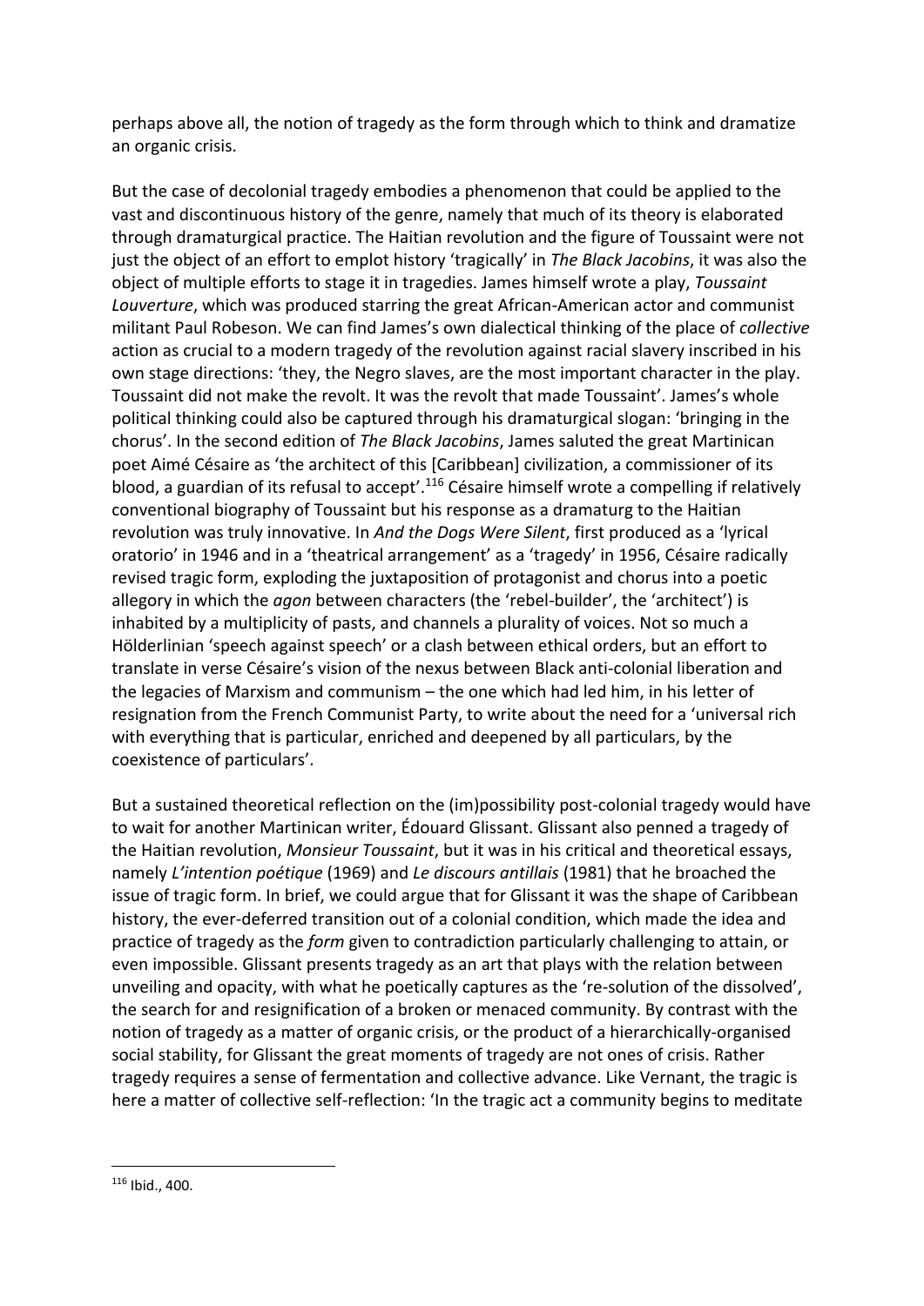perhaps above all, the notion of tragedy as the form through which to think and dramatize an organic crisis.

But the case of decolonial tragedy embodies a phenomenon that could be applied to the vast and discontinuous history of the genre, namely that much of its theory is elaborated through dramaturgical practice. The Haitian revolution and the figure of Toussaint were not just the object of an effort to emplot history 'tragically' in *The Black Jacobins*, it was also the object of multiple efforts to stage it in tragedies. James himself wrote a play, *Toussaint Louverture*, which was produced starring the great African-American actor and communist militant Paul Robeson. We can find James's own dialectical thinking of the place of *collective* action as crucial to a modern tragedy of the revolution against racial slavery inscribed in his own stage directions: 'they, the Negro slaves, are the most important character in the play. Toussaint did not make the revolt. It was the revolt that made Toussaint'. James's whole political thinking could also be captured through his dramaturgical slogan: 'bringing in the chorus'. In the second edition of *The Black Jacobins*, James saluted the great Martinican poet Aimé Césaire as 'the architect of this [Caribbean] civilization, a commissioner of its blood, a guardian of its refusal to accept'.[116] Césaire himself wrote a compelling if relatively conventional biography of Toussaint but his response as a dramaturg to the Haitian revolution was truly innovative. In *And the Dogs Were Silent*, first produced as a 'lyrical oratorio' in 1946 and in a 'theatrical arrangement' as a 'tragedy' in 1956, Césaire radically revised tragic form, exploding the juxtaposition of protagonist and chorus into a poetic allegory in which the *agon* between characters (the 'rebel-builder', the 'architect') is inhabited by a multiplicity of pasts, and channels a plurality of voices. Not so much a Hölderlinian 'speech against speech' or a clash between ethical orders, but an effort to translate in verse Césaire's vision of the nexus between Black anti-colonial liberation and the legacies of Marxism and communism – the one which had led him, in his letter of resignation from the French Communist Party, to write about the need for a 'universal rich with everything that is particular, enriched and deepened by all particulars, by the coexistence of particulars'.

But a sustained theoretical reflection on the (im)possibility post-colonial tragedy would have to wait for another Martinican writer, Édouard Glissant. Glissant also penned a tragedy of the Haitian revolution, *Monsieur Toussaint*, but it was in his critical and theoretical essays, namely *L'intention poétique* (1969) and *Le discours antillais* (1981) that he broached the issue of tragic form. In brief, we could argue that for Glissant it was the shape of Caribbean history, the ever-deferred transition out of a colonial condition, which made the idea and practice of tragedy as the *form* given to contradiction particularly challenging to attain, or even impossible. Glissant presents tragedy as an art that plays with the relation between unveiling and opacity, with what he poetically captures as the 're-solution of the dissolved', the search for and resignification of a broken or menaced community. By contrast with the notion of tragedy as a matter of organic crisis, or the product of a hierarchically-organised social stability, for Glissant the great moments of tragedy are not ones of crisis. Rather tragedy requires a sense of fermentation and collective advance. Like Vernant, the tragic is here a matter of collective self-reflection: 'In the tragic act a community begins to meditate

[116] Ibid., 400.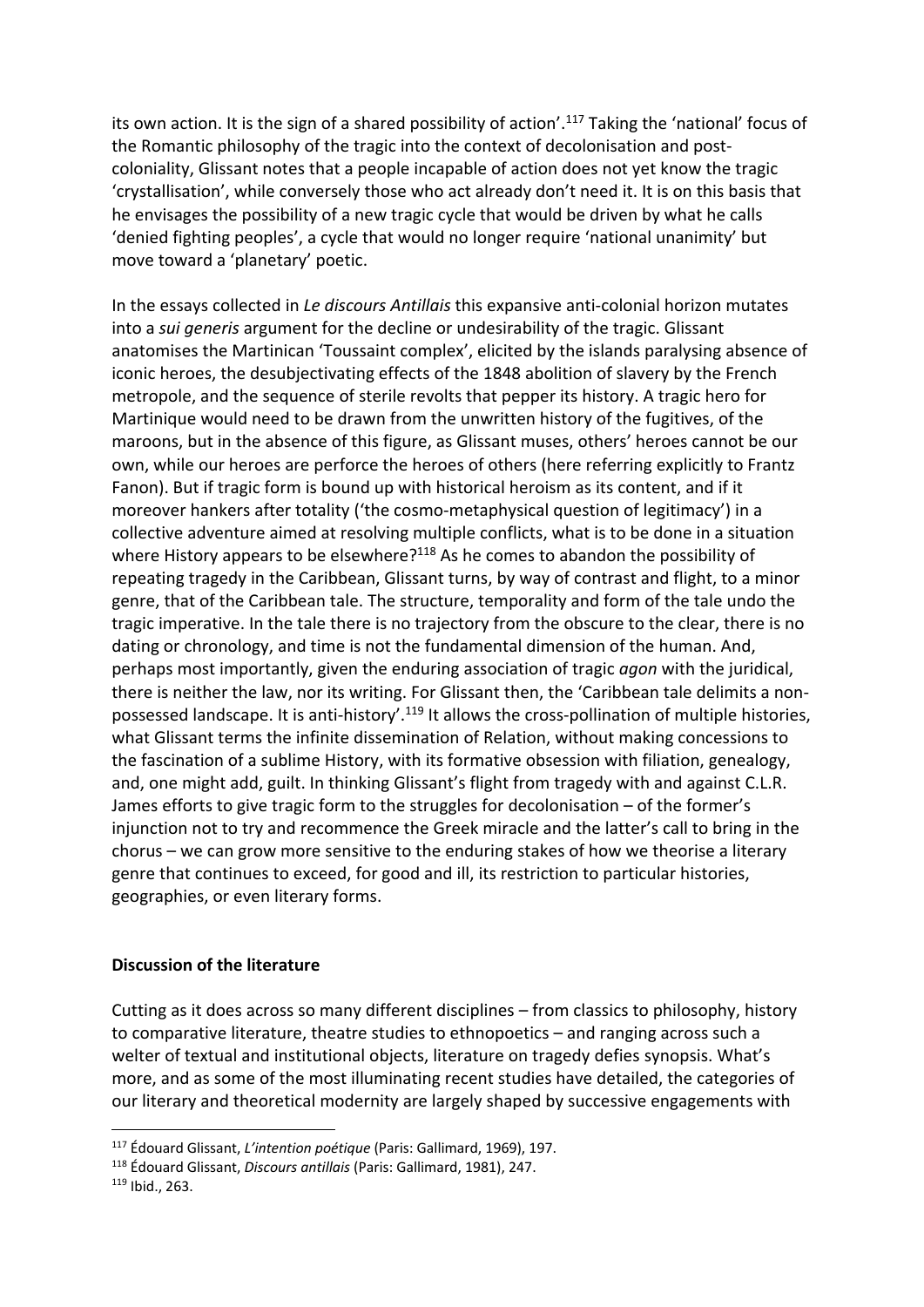its own action. It is the sign of a shared possibility of action'.[117] Taking the 'national' focus of the Romantic philosophy of the tragic into the context of decolonisation and post-coloniality, Glissant notes that a people incapable of action does not yet know the tragic 'crystallisation', while conversely those who act already don't need it. It is on this basis that he envisages the possibility of a new tragic cycle that would be driven by what he calls 'denied fighting peoples', a cycle that would no longer require 'national unanimity' but move toward a 'planetary' poetic.

In the essays collected in *Le discours Antillais* this expansive anti-colonial horizon mutates into a *sui generis* argument for the decline or undesirability of the tragic. Glissant anatomises the Martinican 'Toussaint complex', elicited by the islands paralysing absence of iconic heroes, the desubjectivating effects of the 1848 abolition of slavery by the French metropole, and the sequence of sterile revolts that pepper its history. A tragic hero for Martinique would need to be drawn from the unwritten history of the fugitives, of the maroons, but in the absence of this figure, as Glissant muses, others' heroes cannot be our own, while our heroes are perforce the heroes of others (here referring explicitly to Frantz Fanon). But if tragic form is bound up with historical heroism as its content, and if it moreover hankers after totality ('the cosmo-metaphysical question of legitimacy') in a collective adventure aimed at resolving multiple conflicts, what is to be done in a situation where History appears to be elsewhere?[118] As he comes to abandon the possibility of repeating tragedy in the Caribbean, Glissant turns, by way of contrast and flight, to a minor genre, that of the Caribbean tale. The structure, temporality and form of the tale undo the tragic imperative. In the tale there is no trajectory from the obscure to the clear, there is no dating or chronology, and time is not the fundamental dimension of the human. And, perhaps most importantly, given the enduring association of tragic *agon* with the juridical, there is neither the law, nor its writing. For Glissant then, the 'Caribbean tale delimits a non-possessed landscape. It is anti-history'.[119] It allows the cross-pollination of multiple histories, what Glissant terms the infinite dissemination of Relation, without making concessions to the fascination of a sublime History, with its formative obsession with filiation, genealogy, and, one might add, guilt. In thinking Glissant's flight from tragedy with and against C.L.R. James efforts to give tragic form to the struggles for decolonisation – of the former's injunction not to try and recommence the Greek miracle and the latter's call to bring in the chorus – we can grow more sensitive to the enduring stakes of how we theorise a literary genre that continues to exceed, for good and ill, its restriction to particular histories, geographies, or even literary forms.

## Discussion of the literature

Cutting as it does across so many different disciplines – from classics to philosophy, history to comparative literature, theatre studies to ethnopoetics – and ranging across such a welter of textual and institutional objects, literature on tragedy defies synopsis. What's more, and as some of the most illuminating recent studies have detailed, the categories of our literary and theoretical modernity are largely shaped by successive engagements with

---

[117] Édouard Glissant, *L'intention poétique* (Paris: Gallimard, 1969), 197.

[118] Édouard Glissant, *Discours antillais* (Paris: Gallimard, 1981), 247.

[119] Ibid., 263.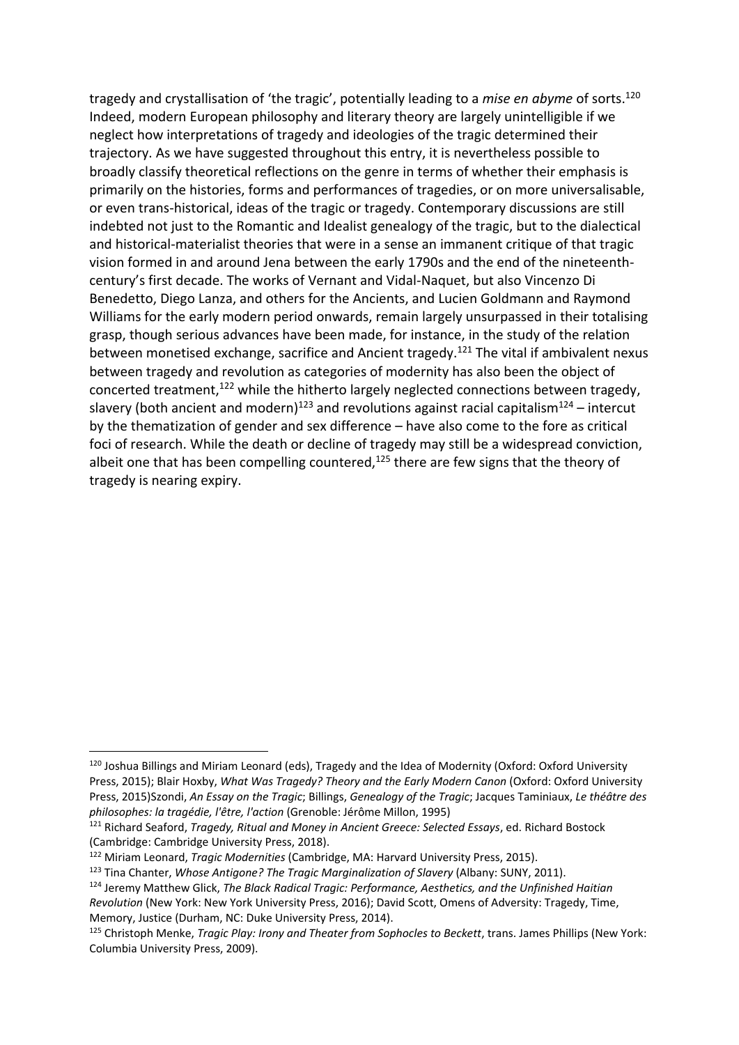tragedy and crystallisation of 'the tragic', potentially leading to a *mise en abyme* of sorts.[120] Indeed, modern European philosophy and literary theory are largely unintelligible if we neglect how interpretations of tragedy and ideologies of the tragic determined their trajectory. As we have suggested throughout this entry, it is nevertheless possible to broadly classify theoretical reflections on the genre in terms of whether their emphasis is primarily on the histories, forms and performances of tragedies, or on more universalisable, or even trans-historical, ideas of the tragic or tragedy. Contemporary discussions are still indebted not just to the Romantic and Idealist genealogy of the tragic, but to the dialectical and historical-materialist theories that were in a sense an immanent critique of that tragic vision formed in and around Jena between the early 1790s and the end of the nineteenth-century's first decade. The works of Vernant and Vidal-Naquet, but also Vincenzo Di Benedetto, Diego Lanza, and others for the Ancients, and Lucien Goldmann and Raymond Williams for the early modern period onwards, remain largely unsurpassed in their totalising grasp, though serious advances have been made, for instance, in the study of the relation between monetised exchange, sacrifice and Ancient tragedy.[121] The vital if ambivalent nexus between tragedy and revolution as categories of modernity has also been the object of concerted treatment,[122] while the hitherto largely neglected connections between tragedy, slavery (both ancient and modern)[123] and revolutions against racial capitalism[124] – intercut by the thematization of gender and sex difference – have also come to the fore as critical foci of research. While the death or decline of tragedy may still be a widespread conviction, albeit one that has been compelling countered,[125] there are few signs that the theory of tragedy is nearing expiry.

---

[120] Joshua Billings and Miriam Leonard (eds), Tragedy and the Idea of Modernity (Oxford: Oxford University Press, 2015); Blair Hoxby, *What Was Tragedy? Theory and the Early Modern Canon* (Oxford: Oxford University Press, 2015)Szondi, *An Essay on the Tragic*; Billings, *Genealogy of the Tragic*; Jacques Taminiaux, *Le théâtre des philosophes: la tragédie, l'être, l'action* (Grenoble: Jérôme Millon, 1995)

[121] Richard Seaford, *Tragedy, Ritual and Money in Ancient Greece: Selected Essays*, ed. Richard Bostock (Cambridge: Cambridge University Press, 2018).

[122] Miriam Leonard, *Tragic Modernities* (Cambridge, MA: Harvard University Press, 2015).

[123] Tina Chanter, *Whose Antigone? The Tragic Marginalization of Slavery* (Albany: SUNY, 2011).

[124] Jeremy Matthew Glick, *The Black Radical Tragic: Performance, Aesthetics, and the Unfinished Haitian Revolution* (New York: New York University Press, 2016); David Scott, Omens of Adversity: Tragedy, Time, Memory, Justice (Durham, NC: Duke University Press, 2014).

[125] Christoph Menke, *Tragic Play: Irony and Theater from Sophocles to Beckett*, trans. James Phillips (New York: Columbia University Press, 2009).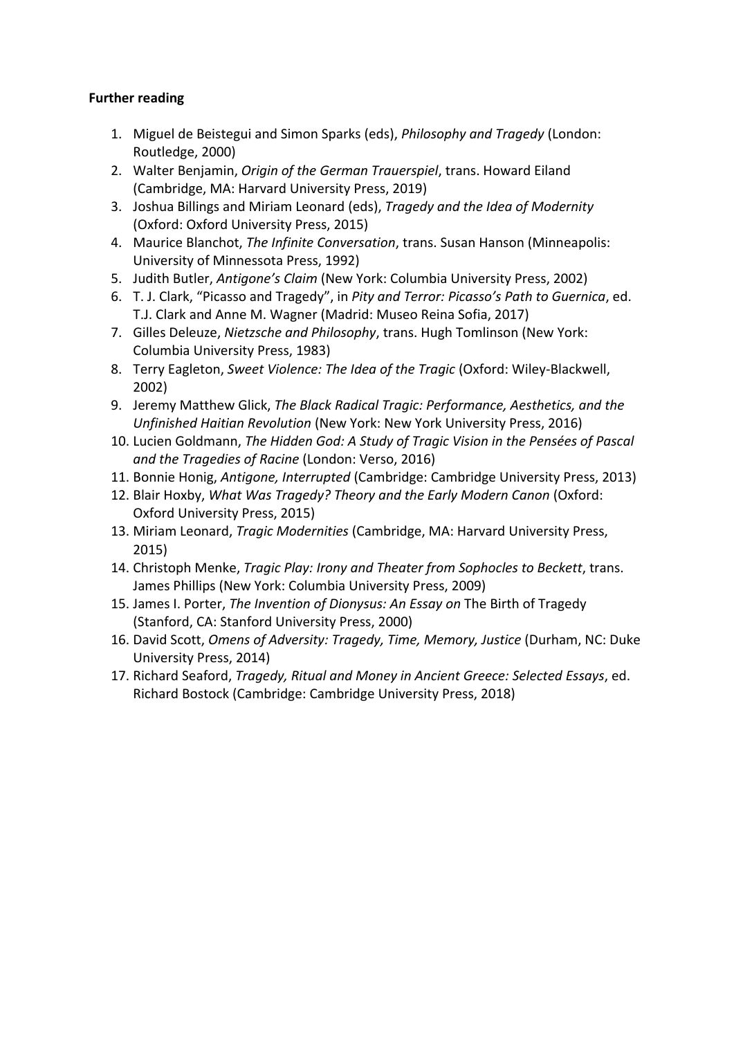**Further reading**

1. Miguel de Beistegui and Simon Sparks (eds), *Philosophy and Tragedy* (London: Routledge, 2000)
2. Walter Benjamin, *Origin of the German Trauerspiel*, trans. Howard Eiland (Cambridge, MA: Harvard University Press, 2019)
3. Joshua Billings and Miriam Leonard (eds), *Tragedy and the Idea of Modernity* (Oxford: Oxford University Press, 2015)
4. Maurice Blanchot, *The Infinite Conversation*, trans. Susan Hanson (Minneapolis: University of Minnessota Press, 1992)
5. Judith Butler, *Antigone's Claim* (New York: Columbia University Press, 2002)
6. T. J. Clark, "Picasso and Tragedy", in *Pity and Terror: Picasso's Path to Guernica*, ed. T.J. Clark and Anne M. Wagner (Madrid: Museo Reina Sofia, 2017)
7. Gilles Deleuze, *Nietzsche and Philosophy*, trans. Hugh Tomlinson (New York: Columbia University Press, 1983)
8. Terry Eagleton, *Sweet Violence: The Idea of the Tragic* (Oxford: Wiley-Blackwell, 2002)
9. Jeremy Matthew Glick, *The Black Radical Tragic: Performance, Aesthetics, and the Unfinished Haitian Revolution* (New York: New York University Press, 2016)
10. Lucien Goldmann, *The Hidden God: A Study of Tragic Vision in the Pensées of Pascal and the Tragedies of Racine* (London: Verso, 2016)
11. Bonnie Honig, *Antigone, Interrupted* (Cambridge: Cambridge University Press, 2013)
12. Blair Hoxby, *What Was Tragedy? Theory and the Early Modern Canon* (Oxford: Oxford University Press, 2015)
13. Miriam Leonard, *Tragic Modernities* (Cambridge, MA: Harvard University Press, 2015)
14. Christoph Menke, *Tragic Play: Irony and Theater from Sophocles to Beckett*, trans. James Phillips (New York: Columbia University Press, 2009)
15. James I. Porter, *The Invention of Dionysus: An Essay on* The Birth of Tragedy (Stanford, CA: Stanford University Press, 2000)
16. David Scott, *Omens of Adversity: Tragedy, Time, Memory, Justice* (Durham, NC: Duke University Press, 2014)
17. Richard Seaford, *Tragedy, Ritual and Money in Ancient Greece: Selected Essays*, ed. Richard Bostock (Cambridge: Cambridge University Press, 2018)